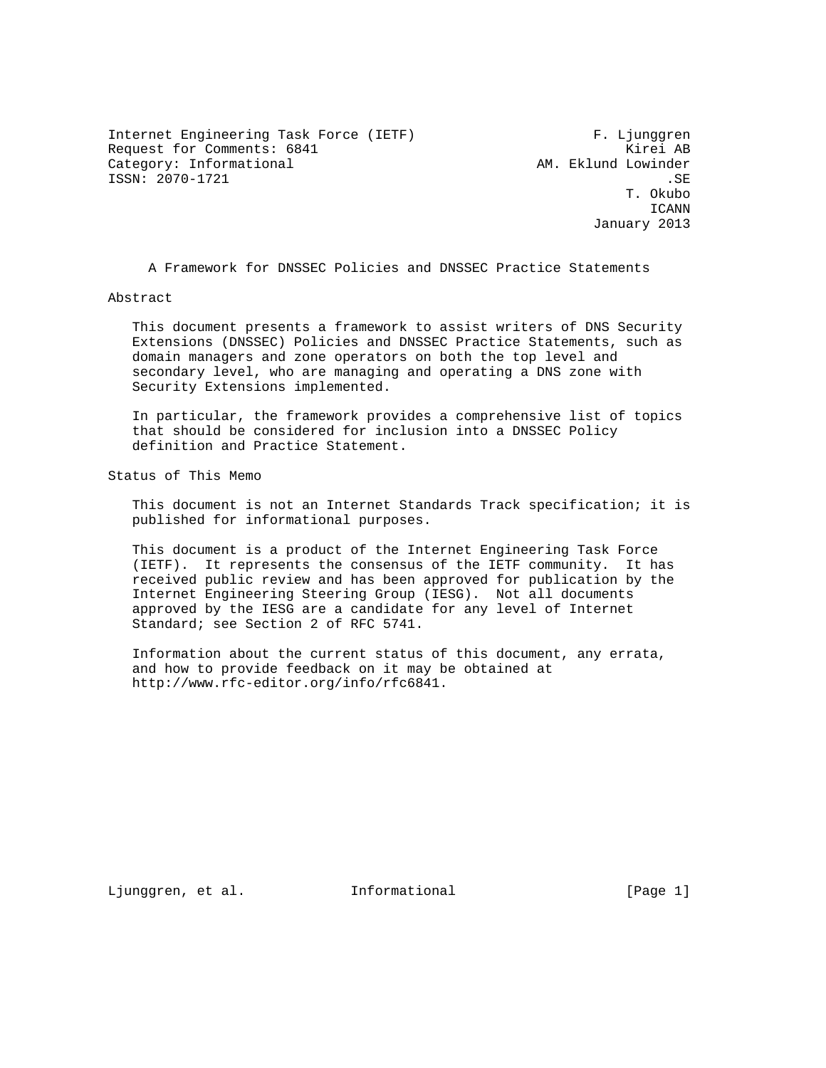Internet Engineering Task Force (IETF) F. Ljunggren
Request for Comments: 6841 Kirei AB
Category: Informational AM. Eklund Lowinder
ISSN: 2070-1721 .SE
T. Okubo
ICANN
January 2013

# A Framework for DNSSEC Policies and DNSSEC Practice Statements

## Abstract

This document presents a framework to assist writers of DNS Security Extensions (DNSSEC) Policies and DNSSEC Practice Statements, such as domain managers and zone operators on both the top level and secondary level, who are managing and operating a DNS zone with Security Extensions implemented.

In particular, the framework provides a comprehensive list of topics that should be considered for inclusion into a DNSSEC Policy definition and Practice Statement.

## Status of This Memo

This document is not an Internet Standards Track specification; it is published for informational purposes.

This document is a product of the Internet Engineering Task Force (IETF). It represents the consensus of the IETF community. It has received public review and has been approved for publication by the Internet Engineering Steering Group (IESG). Not all documents approved by the IESG are a candidate for any level of Internet Standard; see Section 2 of RFC 5741.

Information about the current status of this document, any errata, and how to provide feedback on it may be obtained at http://www.rfc-editor.org/info/rfc6841.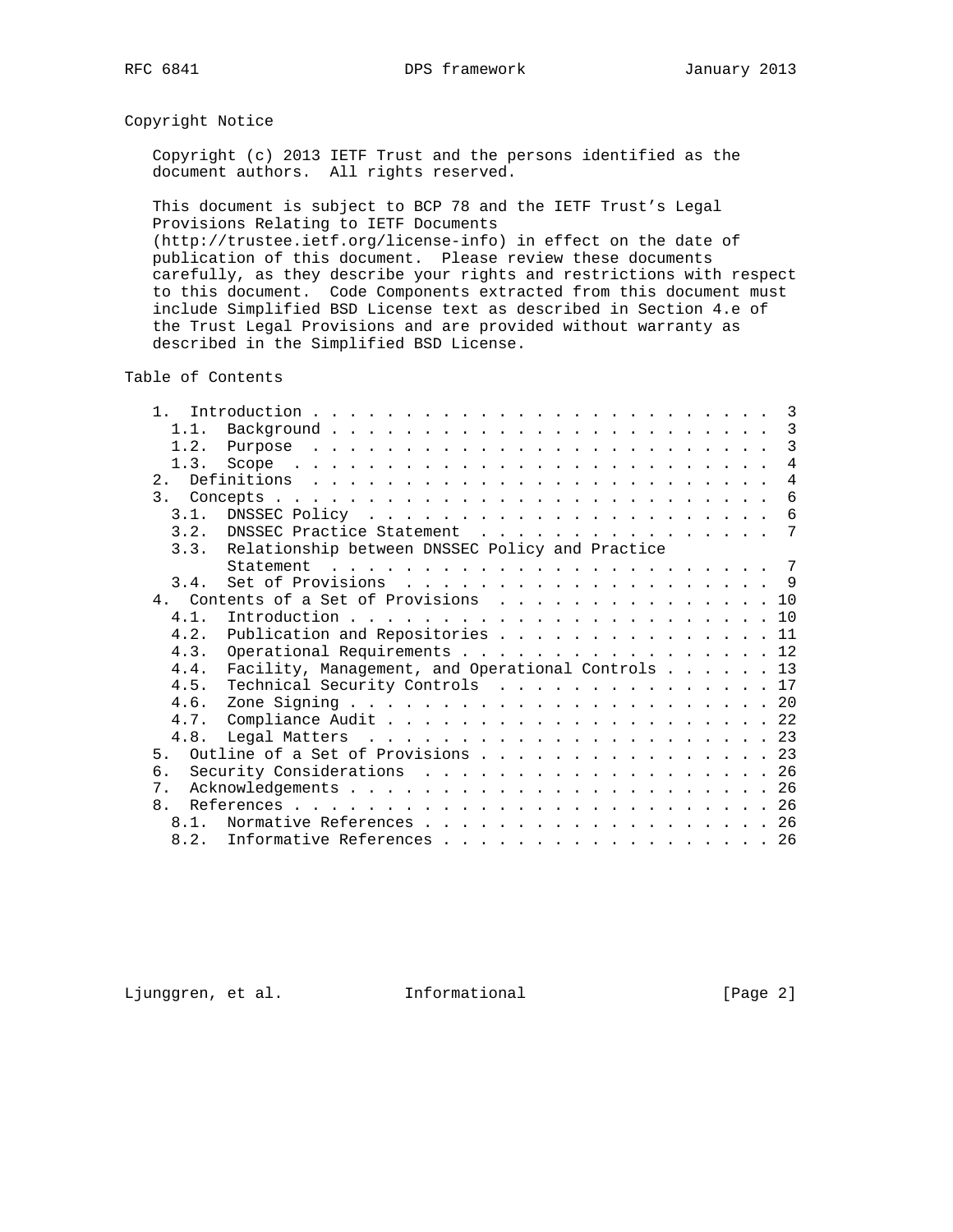## Copyright Notice

Copyright (c) 2013 IETF Trust and the persons identified as the document authors. All rights reserved.

This document is subject to BCP 78 and the IETF Trust's Legal Provisions Relating to IETF Documents (http://trustee.ietf.org/license-info) in effect on the date of publication of this document. Please review these documents carefully, as they describe your rights and restrictions with respect to this document. Code Components extracted from this document must include Simplified BSD License text as described in Section 4.e of the Trust Legal Provisions and are provided without warranty as described in the Simplified BSD License.

## Table of Contents

```
   1.  Introduction . . . . . . . . . . . . . . . . . . . . . . . . .  3
     1.1.  Background . . . . . . . . . . . . . . . . . . . . . . . .  3
     1.2.  Purpose  . . . . . . . . . . . . . . . . . . . . . . . . .  3
     1.3.  Scope  . . . . . . . . . . . . . . . . . . . . . . . . . .  4
   2.  Definitions  . . . . . . . . . . . . . . . . . . . . . . . . .  4
   3.  Concepts . . . . . . . . . . . . . . . . . . . . . . . . . . .  6
     3.1.  DNSSEC Policy  . . . . . . . . . . . . . . . . . . . . . .  6
     3.2.  DNSSEC Practice Statement  . . . . . . . . . . . . . . . .  7
     3.3.  Relationship between DNSSEC Policy and Practice
           Statement  . . . . . . . . . . . . . . . . . . . . . . . .  7
     3.4.  Set of Provisions  . . . . . . . . . . . . . . . . . . . .  9
   4.  Contents of a Set of Provisions  . . . . . . . . . . . . . . . 10
     4.1.  Introduction . . . . . . . . . . . . . . . . . . . . . . . 10
     4.2.  Publication and Repositories . . . . . . . . . . . . . . . 11
     4.3.  Operational Requirements . . . . . . . . . . . . . . . . . 12
     4.4.  Facility, Management, and Operational Controls . . . . . . 13
     4.5.  Technical Security Controls  . . . . . . . . . . . . . . . 17
     4.6.  Zone Signing . . . . . . . . . . . . . . . . . . . . . . . 20
     4.7.  Compliance Audit . . . . . . . . . . . . . . . . . . . . . 22
     4.8.  Legal Matters  . . . . . . . . . . . . . . . . . . . . . . 23
   5.  Outline of a Set of Provisions . . . . . . . . . . . . . . . . 23
   6.  Security Considerations  . . . . . . . . . . . . . . . . . . . 26
   7.  Acknowledgements . . . . . . . . . . . . . . . . . . . . . . . 26
   8.  References . . . . . . . . . . . . . . . . . . . . . . . . . . 26
     8.1.  Normative References . . . . . . . . . . . . . . . . . . . 26
     8.2.  Informative References . . . . . . . . . . . . . . . . . . 26
```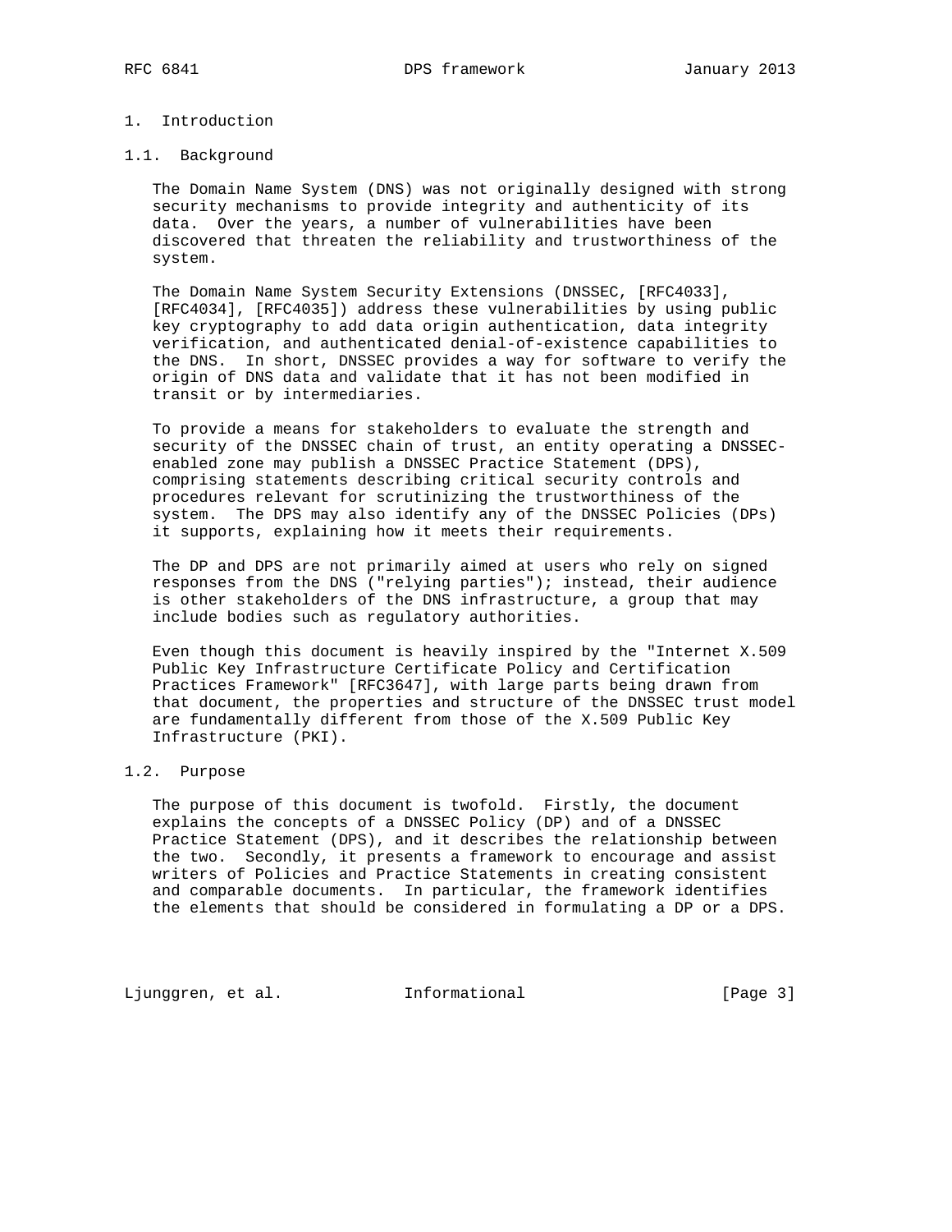# 1. Introduction

## 1.1. Background

The Domain Name System (DNS) was not originally designed with strong security mechanisms to provide integrity and authenticity of its data. Over the years, a number of vulnerabilities have been discovered that threaten the reliability and trustworthiness of the system.

The Domain Name System Security Extensions (DNSSEC, [RFC4033], [RFC4034], [RFC4035]) address these vulnerabilities by using public key cryptography to add data origin authentication, data integrity verification, and authenticated denial-of-existence capabilities to the DNS. In short, DNSSEC provides a way for software to verify the origin of DNS data and validate that it has not been modified in transit or by intermediaries.

To provide a means for stakeholders to evaluate the strength and security of the DNSSEC chain of trust, an entity operating a DNSSEC-enabled zone may publish a DNSSEC Practice Statement (DPS), comprising statements describing critical security controls and procedures relevant for scrutinizing the trustworthiness of the system. The DPS may also identify any of the DNSSEC Policies (DPs) it supports, explaining how it meets their requirements.

The DP and DPS are not primarily aimed at users who rely on signed responses from the DNS ("relying parties"); instead, their audience is other stakeholders of the DNS infrastructure, a group that may include bodies such as regulatory authorities.

Even though this document is heavily inspired by the "Internet X.509 Public Key Infrastructure Certificate Policy and Certification Practices Framework" [RFC3647], with large parts being drawn from that document, the properties and structure of the DNSSEC trust model are fundamentally different from those of the X.509 Public Key Infrastructure (PKI).

## 1.2. Purpose

The purpose of this document is twofold. Firstly, the document explains the concepts of a DNSSEC Policy (DP) and of a DNSSEC Practice Statement (DPS), and it describes the relationship between the two. Secondly, it presents a framework to encourage and assist writers of Policies and Practice Statements in creating consistent and comparable documents. In particular, the framework identifies the elements that should be considered in formulating a DP or a DPS.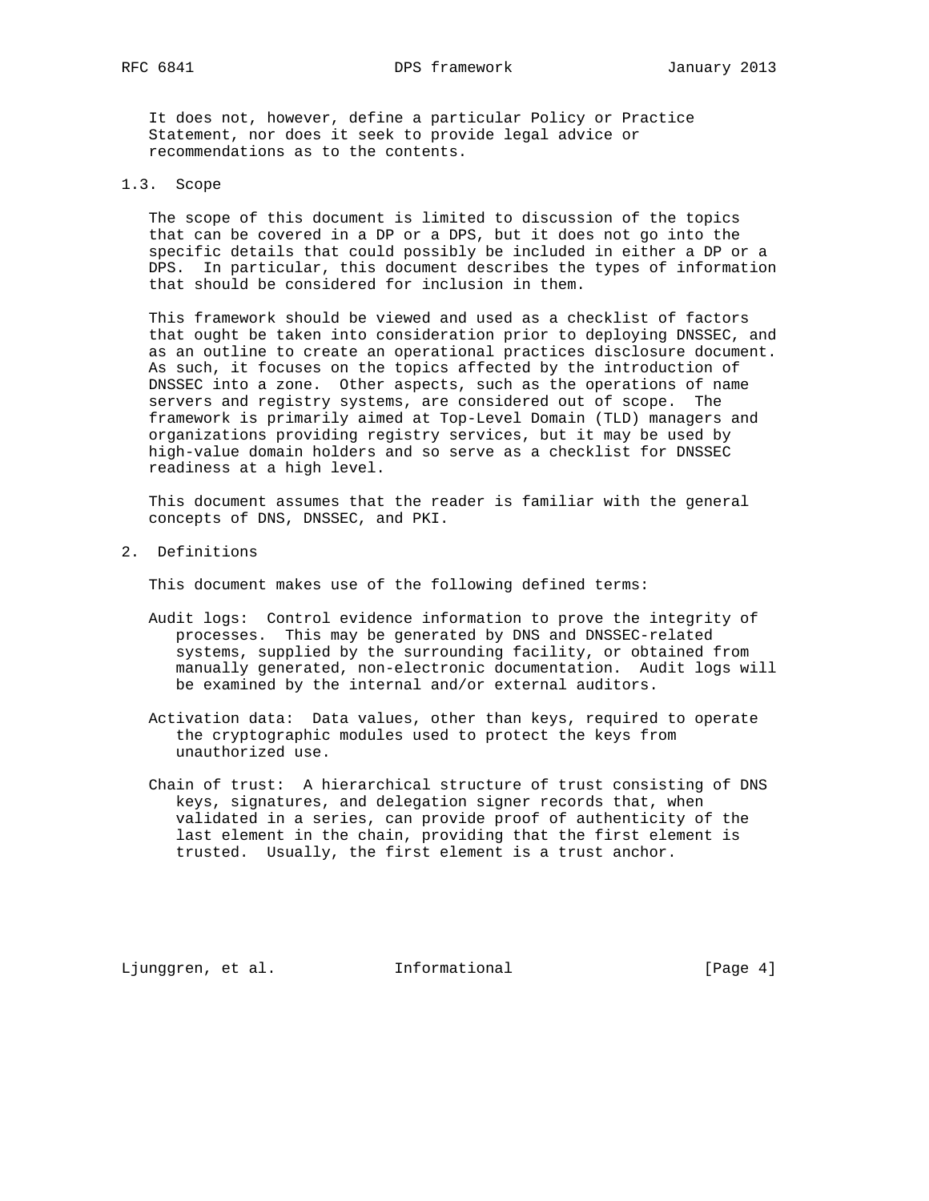It does not, however, define a particular Policy or Practice Statement, nor does it seek to provide legal advice or recommendations as to the contents.

### 1.3. Scope

The scope of this document is limited to discussion of the topics that can be covered in a DP or a DPS, but it does not go into the specific details that could possibly be included in either a DP or a DPS. In particular, this document describes the types of information that should be considered for inclusion in them.

This framework should be viewed and used as a checklist of factors that ought be taken into consideration prior to deploying DNSSEC, and as an outline to create an operational practices disclosure document. As such, it focuses on the topics affected by the introduction of DNSSEC into a zone. Other aspects, such as the operations of name servers and registry systems, are considered out of scope. The framework is primarily aimed at Top-Level Domain (TLD) managers and organizations providing registry services, but it may be used by high-value domain holders and so serve as a checklist for DNSSEC readiness at a high level.

This document assumes that the reader is familiar with the general concepts of DNS, DNSSEC, and PKI.

## 2. Definitions

This document makes use of the following defined terms:

Audit logs: Control evidence information to prove the integrity of processes. This may be generated by DNS and DNSSEC-related systems, supplied by the surrounding facility, or obtained from manually generated, non-electronic documentation. Audit logs will be examined by the internal and/or external auditors.

Activation data: Data values, other than keys, required to operate the cryptographic modules used to protect the keys from unauthorized use.

Chain of trust: A hierarchical structure of trust consisting of DNS keys, signatures, and delegation signer records that, when validated in a series, can provide proof of authenticity of the last element in the chain, providing that the first element is trusted. Usually, the first element is a trust anchor.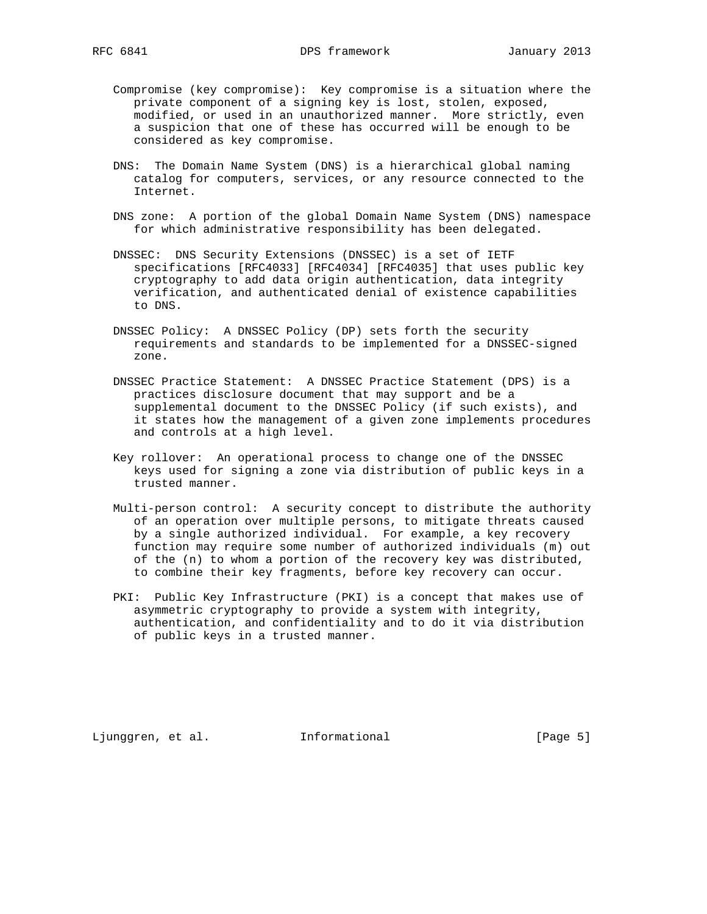Compromise (key compromise): Key compromise is a situation where the private component of a signing key is lost, stolen, exposed, modified, or used in an unauthorized manner. More strictly, even a suspicion that one of these has occurred will be enough to be considered as key compromise.

DNS: The Domain Name System (DNS) is a hierarchical global naming catalog for computers, services, or any resource connected to the Internet.

DNS zone: A portion of the global Domain Name System (DNS) namespace for which administrative responsibility has been delegated.

DNSSEC: DNS Security Extensions (DNSSEC) is a set of IETF specifications [RFC4033] [RFC4034] [RFC4035] that uses public key cryptography to add data origin authentication, data integrity verification, and authenticated denial of existence capabilities to DNS.

DNSSEC Policy: A DNSSEC Policy (DP) sets forth the security requirements and standards to be implemented for a DNSSEC-signed zone.

DNSSEC Practice Statement: A DNSSEC Practice Statement (DPS) is a practices disclosure document that may support and be a supplemental document to the DNSSEC Policy (if such exists), and it states how the management of a given zone implements procedures and controls at a high level.

Key rollover: An operational process to change one of the DNSSEC keys used for signing a zone via distribution of public keys in a trusted manner.

Multi-person control: A security concept to distribute the authority of an operation over multiple persons, to mitigate threats caused by a single authorized individual. For example, a key recovery function may require some number of authorized individuals (m) out of the (n) to whom a portion of the recovery key was distributed, to combine their key fragments, before key recovery can occur.

PKI: Public Key Infrastructure (PKI) is a concept that makes use of asymmetric cryptography to provide a system with integrity, authentication, and confidentiality and to do it via distribution of public keys in a trusted manner.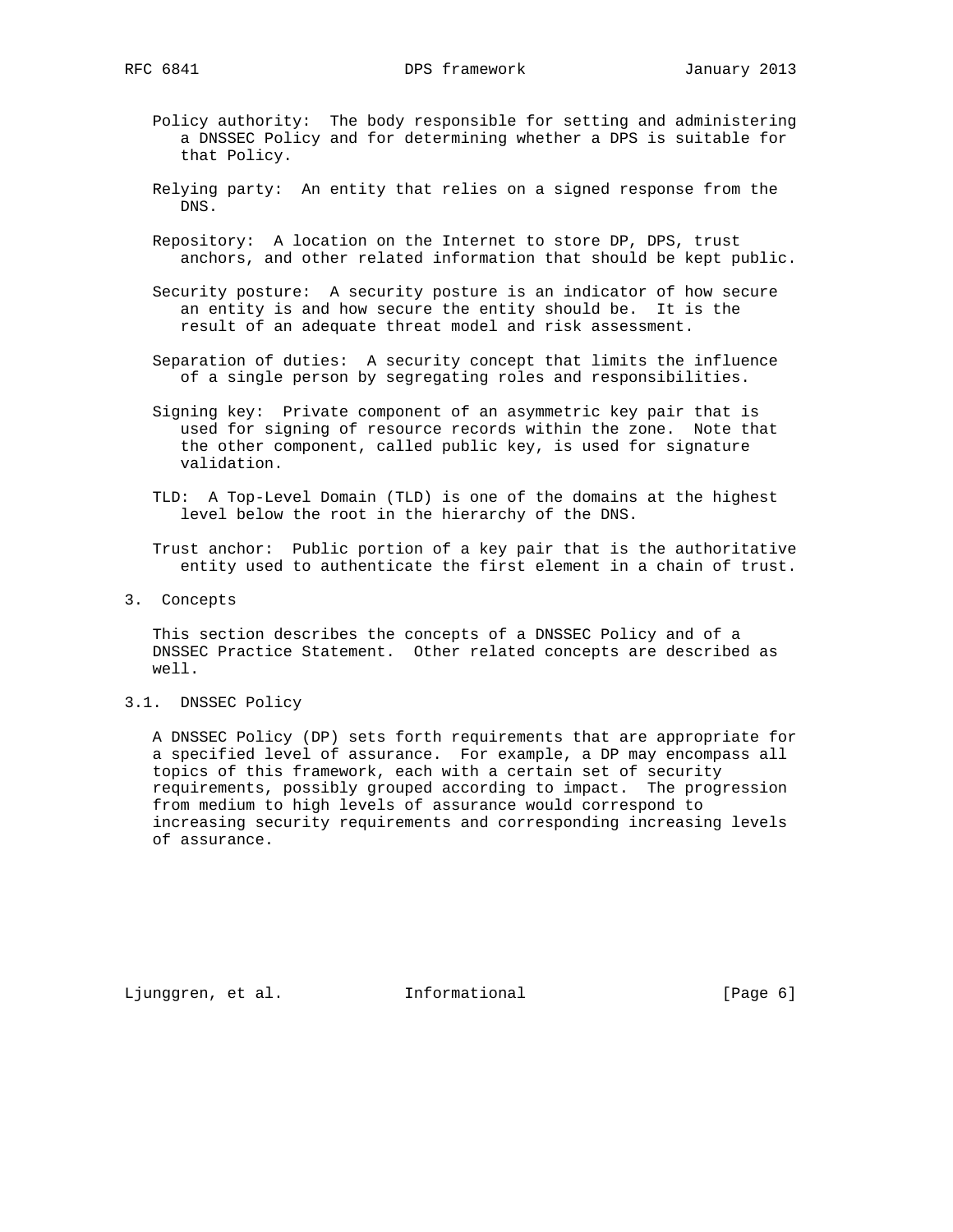Policy authority: The body responsible for setting and administering a DNSSEC Policy and for determining whether a DPS is suitable for that Policy.

Relying party: An entity that relies on a signed response from the DNS.

Repository: A location on the Internet to store DP, DPS, trust anchors, and other related information that should be kept public.

Security posture: A security posture is an indicator of how secure an entity is and how secure the entity should be. It is the result of an adequate threat model and risk assessment.

Separation of duties: A security concept that limits the influence of a single person by segregating roles and responsibilities.

Signing key: Private component of an asymmetric key pair that is used for signing of resource records within the zone. Note that the other component, called public key, is used for signature validation.

TLD: A Top-Level Domain (TLD) is one of the domains at the highest level below the root in the hierarchy of the DNS.

Trust anchor: Public portion of a key pair that is the authoritative entity used to authenticate the first element in a chain of trust.

## 3. Concepts

This section describes the concepts of a DNSSEC Policy and of a DNSSEC Practice Statement. Other related concepts are described as well.

### 3.1. DNSSEC Policy

A DNSSEC Policy (DP) sets forth requirements that are appropriate for a specified level of assurance. For example, a DP may encompass all topics of this framework, each with a certain set of security requirements, possibly grouped according to impact. The progression from medium to high levels of assurance would correspond to increasing security requirements and corresponding increasing levels of assurance.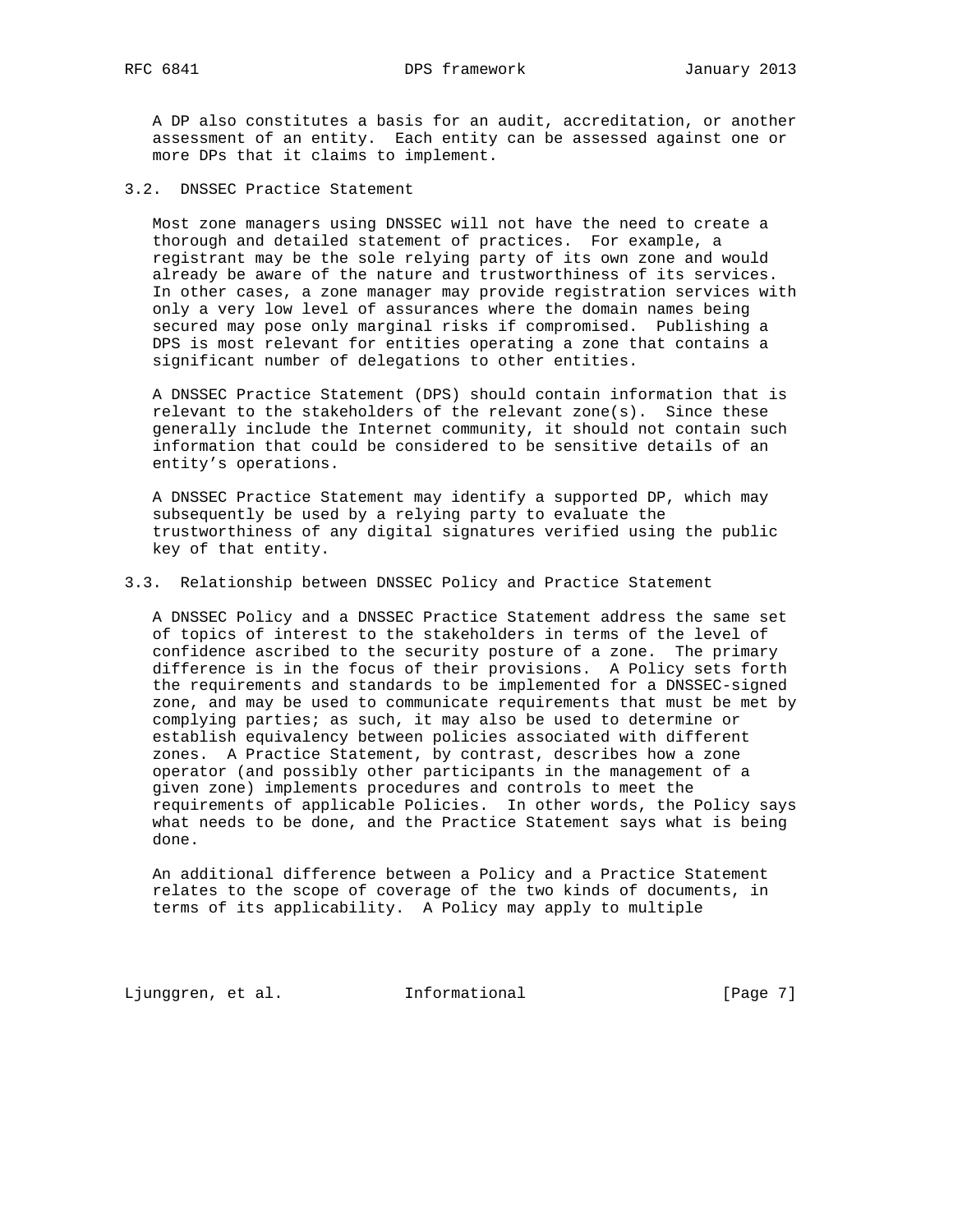A DP also constitutes a basis for an audit, accreditation, or another assessment of an entity. Each entity can be assessed against one or more DPs that it claims to implement.

### 3.2. DNSSEC Practice Statement

Most zone managers using DNSSEC will not have the need to create a thorough and detailed statement of practices. For example, a registrant may be the sole relying party of its own zone and would already be aware of the nature and trustworthiness of its services. In other cases, a zone manager may provide registration services with only a very low level of assurances where the domain names being secured may pose only marginal risks if compromised. Publishing a DPS is most relevant for entities operating a zone that contains a significant number of delegations to other entities.

A DNSSEC Practice Statement (DPS) should contain information that is relevant to the stakeholders of the relevant zone(s). Since these generally include the Internet community, it should not contain such information that could be considered to be sensitive details of an entity's operations.

A DNSSEC Practice Statement may identify a supported DP, which may subsequently be used by a relying party to evaluate the trustworthiness of any digital signatures verified using the public key of that entity.

### 3.3. Relationship between DNSSEC Policy and Practice Statement

A DNSSEC Policy and a DNSSEC Practice Statement address the same set of topics of interest to the stakeholders in terms of the level of confidence ascribed to the security posture of a zone. The primary difference is in the focus of their provisions. A Policy sets forth the requirements and standards to be implemented for a DNSSEC-signed zone, and may be used to communicate requirements that must be met by complying parties; as such, it may also be used to determine or establish equivalency between policies associated with different zones. A Practice Statement, by contrast, describes how a zone operator (and possibly other participants in the management of a given zone) implements procedures and controls to meet the requirements of applicable Policies. In other words, the Policy says what needs to be done, and the Practice Statement says what is being done.

An additional difference between a Policy and a Practice Statement relates to the scope of coverage of the two kinds of documents, in terms of its applicability. A Policy may apply to multiple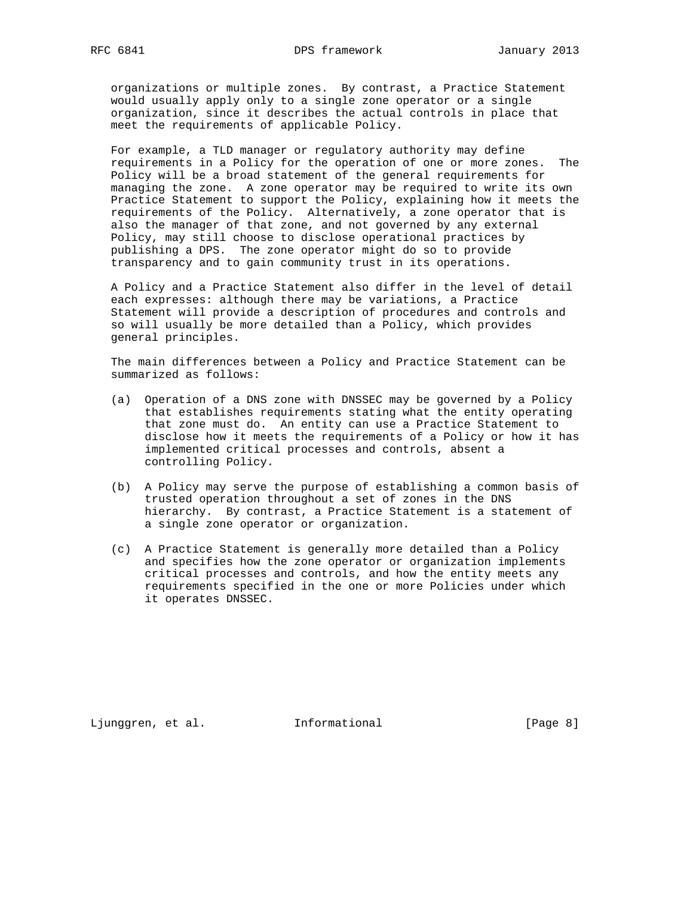organizations or multiple zones. By contrast, a Practice Statement would usually apply only to a single zone operator or a single organization, since it describes the actual controls in place that meet the requirements of applicable Policy.

For example, a TLD manager or regulatory authority may define requirements in a Policy for the operation of one or more zones. The Policy will be a broad statement of the general requirements for managing the zone. A zone operator may be required to write its own Practice Statement to support the Policy, explaining how it meets the requirements of the Policy. Alternatively, a zone operator that is also the manager of that zone, and not governed by any external Policy, may still choose to disclose operational practices by publishing a DPS. The zone operator might do so to provide transparency and to gain community trust in its operations.

A Policy and a Practice Statement also differ in the level of detail each expresses: although there may be variations, a Practice Statement will provide a description of procedures and controls and so will usually be more detailed than a Policy, which provides general principles.

The main differences between a Policy and Practice Statement can be summarized as follows:

(a) Operation of a DNS zone with DNSSEC may be governed by a Policy that establishes requirements stating what the entity operating that zone must do. An entity can use a Practice Statement to disclose how it meets the requirements of a Policy or how it has implemented critical processes and controls, absent a controlling Policy.

(b) A Policy may serve the purpose of establishing a common basis of trusted operation throughout a set of zones in the DNS hierarchy. By contrast, a Practice Statement is a statement of a single zone operator or organization.

(c) A Practice Statement is generally more detailed than a Policy and specifies how the zone operator or organization implements critical processes and controls, and how the entity meets any requirements specified in the one or more Policies under which it operates DNSSEC.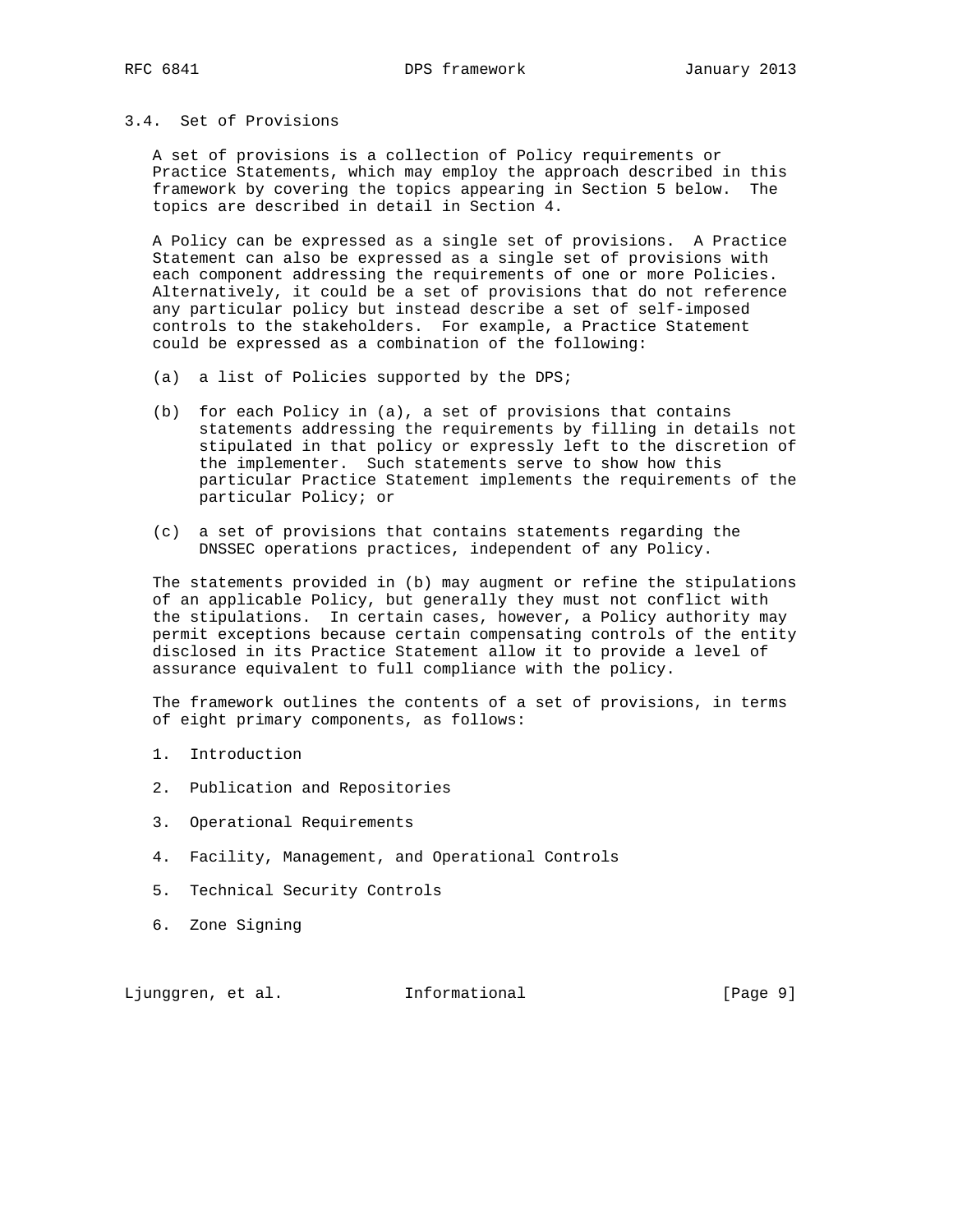### 3.4. Set of Provisions

A set of provisions is a collection of Policy requirements or Practice Statements, which may employ the approach described in this framework by covering the topics appearing in Section 5 below. The topics are described in detail in Section 4.

A Policy can be expressed as a single set of provisions. A Practice Statement can also be expressed as a single set of provisions with each component addressing the requirements of one or more Policies. Alternatively, it could be a set of provisions that do not reference any particular policy but instead describe a set of self-imposed controls to the stakeholders. For example, a Practice Statement could be expressed as a combination of the following:

(a) a list of Policies supported by the DPS;

(b) for each Policy in (a), a set of provisions that contains statements addressing the requirements by filling in details not stipulated in that policy or expressly left to the discretion of the implementer. Such statements serve to show how this particular Practice Statement implements the requirements of the particular Policy; or

(c) a set of provisions that contains statements regarding the DNSSEC operations practices, independent of any Policy.

The statements provided in (b) may augment or refine the stipulations of an applicable Policy, but generally they must not conflict with the stipulations. In certain cases, however, a Policy authority may permit exceptions because certain compensating controls of the entity disclosed in its Practice Statement allow it to provide a level of assurance equivalent to full compliance with the policy.

The framework outlines the contents of a set of provisions, in terms of eight primary components, as follows:

1. Introduction

2. Publication and Repositories

3. Operational Requirements

4. Facility, Management, and Operational Controls

5. Technical Security Controls

6. Zone Signing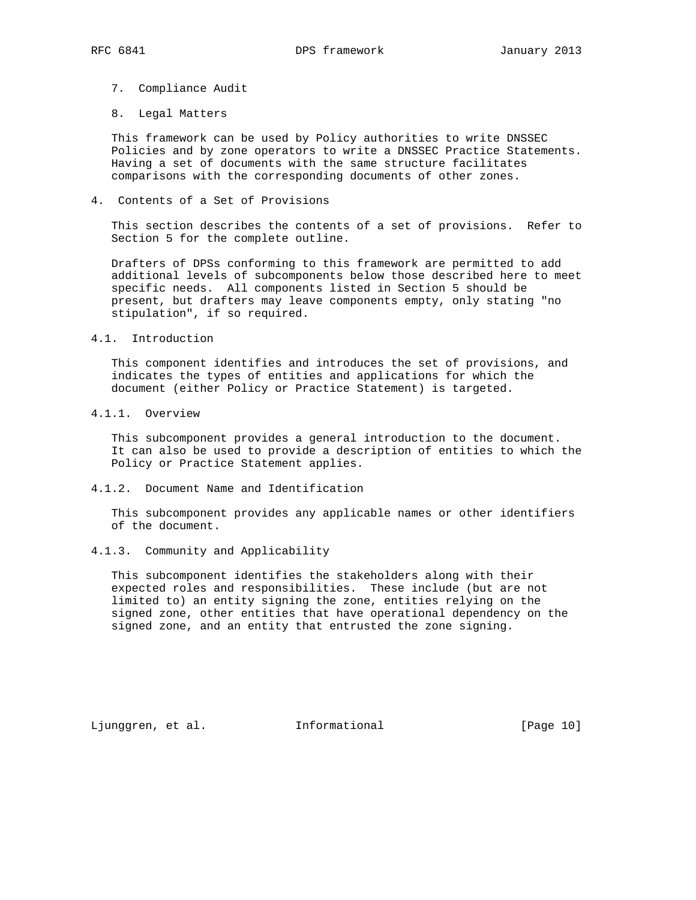7. Compliance Audit

8. Legal Matters

This framework can be used by Policy authorities to write DNSSEC Policies and by zone operators to write a DNSSEC Practice Statements. Having a set of documents with the same structure facilitates comparisons with the corresponding documents of other zones.

## 4. Contents of a Set of Provisions

This section describes the contents of a set of provisions. Refer to Section 5 for the complete outline.

Drafters of DPSs conforming to this framework are permitted to add additional levels of subcomponents below those described here to meet specific needs. All components listed in Section 5 should be present, but drafters may leave components empty, only stating "no stipulation", if so required.

### 4.1. Introduction

This component identifies and introduces the set of provisions, and indicates the types of entities and applications for which the document (either Policy or Practice Statement) is targeted.

#### 4.1.1. Overview

This subcomponent provides a general introduction to the document. It can also be used to provide a description of entities to which the Policy or Practice Statement applies.

#### 4.1.2. Document Name and Identification

This subcomponent provides any applicable names or other identifiers of the document.

#### 4.1.3. Community and Applicability

This subcomponent identifies the stakeholders along with their expected roles and responsibilities. These include (but are not limited to) an entity signing the zone, entities relying on the signed zone, other entities that have operational dependency on the signed zone, and an entity that entrusted the zone signing.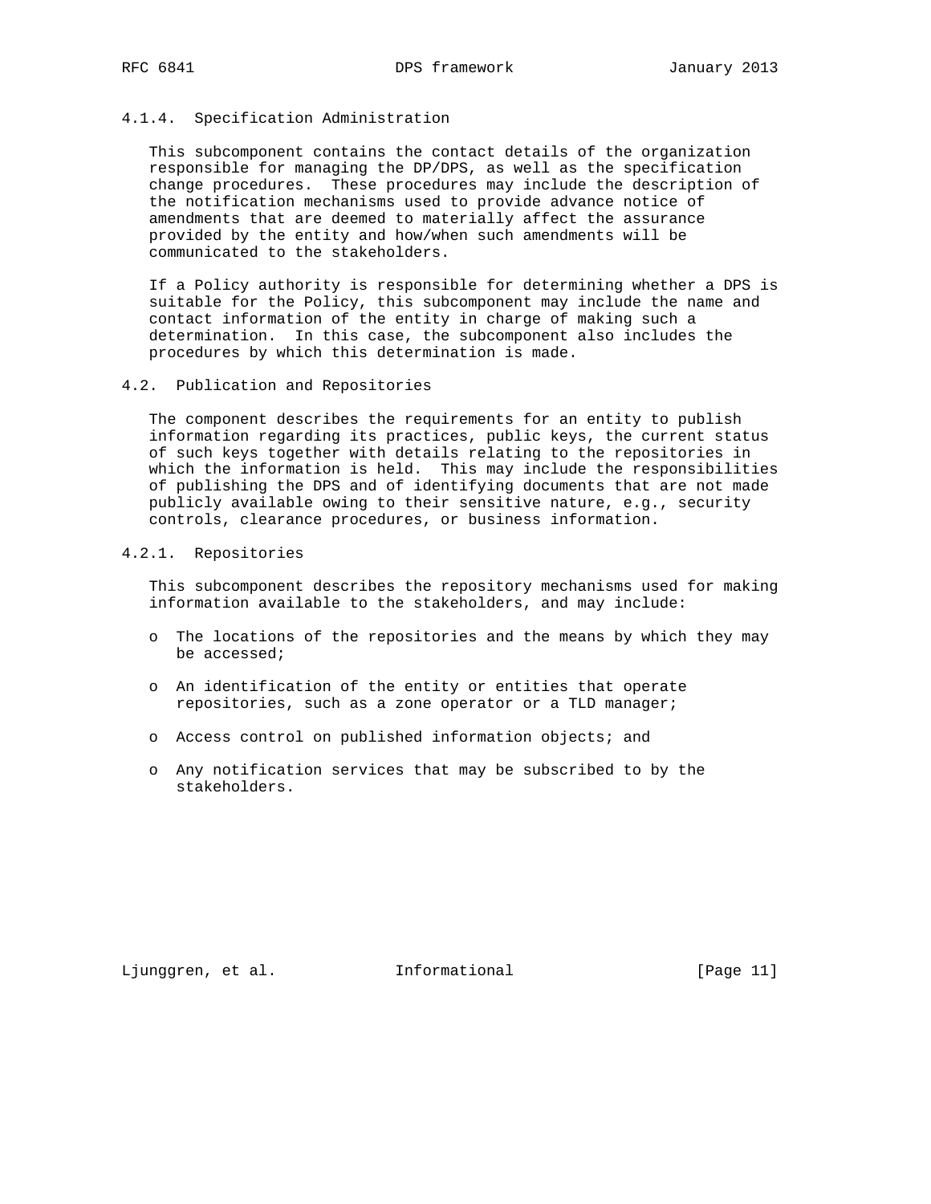#### 4.1.4. Specification Administration

This subcomponent contains the contact details of the organization responsible for managing the DP/DPS, as well as the specification change procedures. These procedures may include the description of the notification mechanisms used to provide advance notice of amendments that are deemed to materially affect the assurance provided by the entity and how/when such amendments will be communicated to the stakeholders.

If a Policy authority is responsible for determining whether a DPS is suitable for the Policy, this subcomponent may include the name and contact information of the entity in charge of making such a determination. In this case, the subcomponent also includes the procedures by which this determination is made.

### 4.2. Publication and Repositories

The component describes the requirements for an entity to publish information regarding its practices, public keys, the current status of such keys together with details relating to the repositories in which the information is held. This may include the responsibilities of publishing the DPS and of identifying documents that are not made publicly available owing to their sensitive nature, e.g., security controls, clearance procedures, or business information.

#### 4.2.1. Repositories

This subcomponent describes the repository mechanisms used for making information available to the stakeholders, and may include:

- The locations of the repositories and the means by which they may be accessed;
- An identification of the entity or entities that operate repositories, such as a zone operator or a TLD manager;
- Access control on published information objects; and
- Any notification services that may be subscribed to by the stakeholders.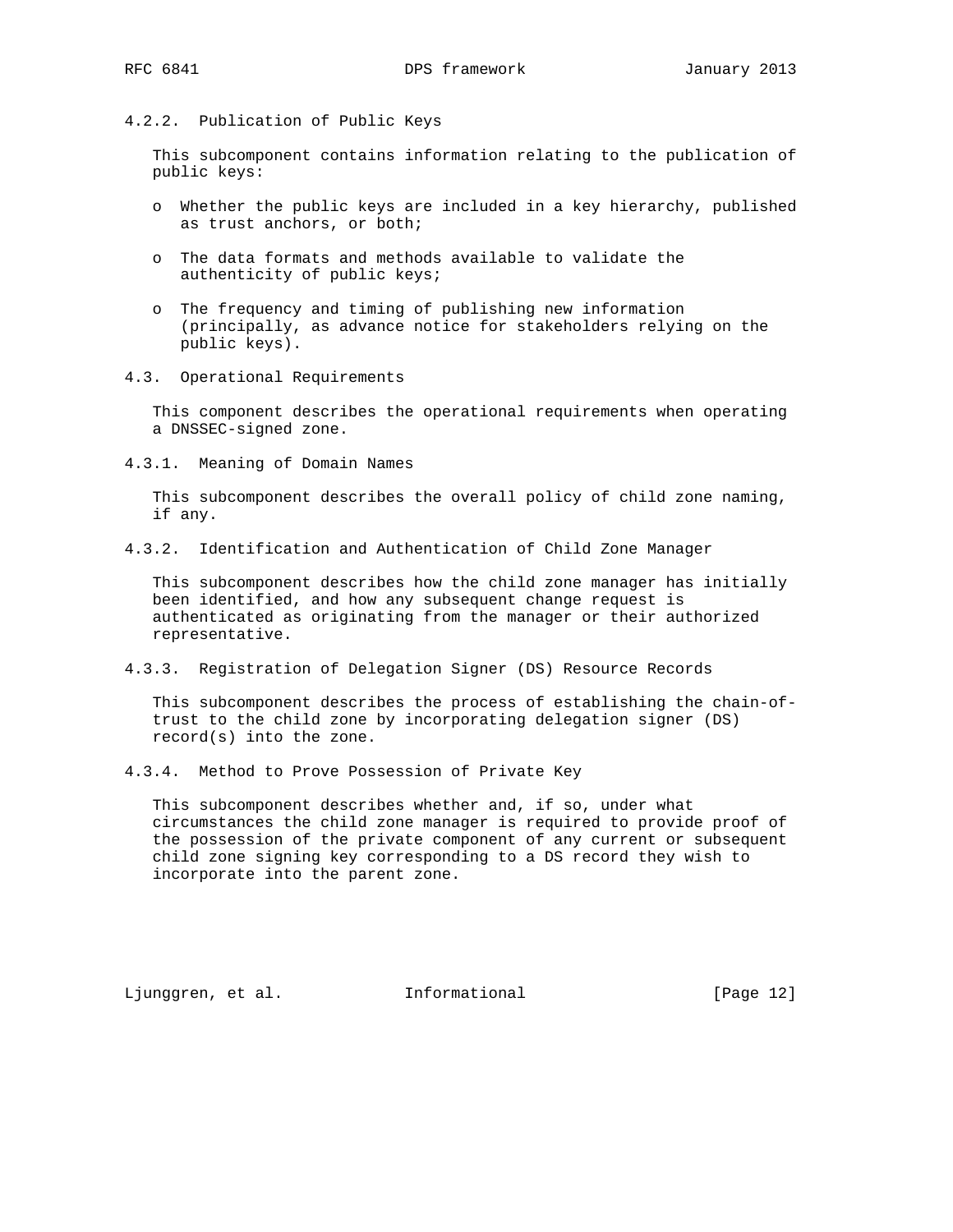#### 4.2.2. Publication of Public Keys

This subcomponent contains information relating to the publication of public keys:

- Whether the public keys are included in a key hierarchy, published as trust anchors, or both;
- The data formats and methods available to validate the authenticity of public keys;
- The frequency and timing of publishing new information (principally, as advance notice for stakeholders relying on the public keys).

### 4.3. Operational Requirements

This component describes the operational requirements when operating a DNSSEC-signed zone.

#### 4.3.1. Meaning of Domain Names

This subcomponent describes the overall policy of child zone naming, if any.

#### 4.3.2. Identification and Authentication of Child Zone Manager

This subcomponent describes how the child zone manager has initially been identified, and how any subsequent change request is authenticated as originating from the manager or their authorized representative.

#### 4.3.3. Registration of Delegation Signer (DS) Resource Records

This subcomponent describes the process of establishing the chain-of-trust to the child zone by incorporating delegation signer (DS) record(s) into the zone.

#### 4.3.4. Method to Prove Possession of Private Key

This subcomponent describes whether and, if so, under what circumstances the child zone manager is required to provide proof of the possession of the private component of any current or subsequent child zone signing key corresponding to a DS record they wish to incorporate into the parent zone.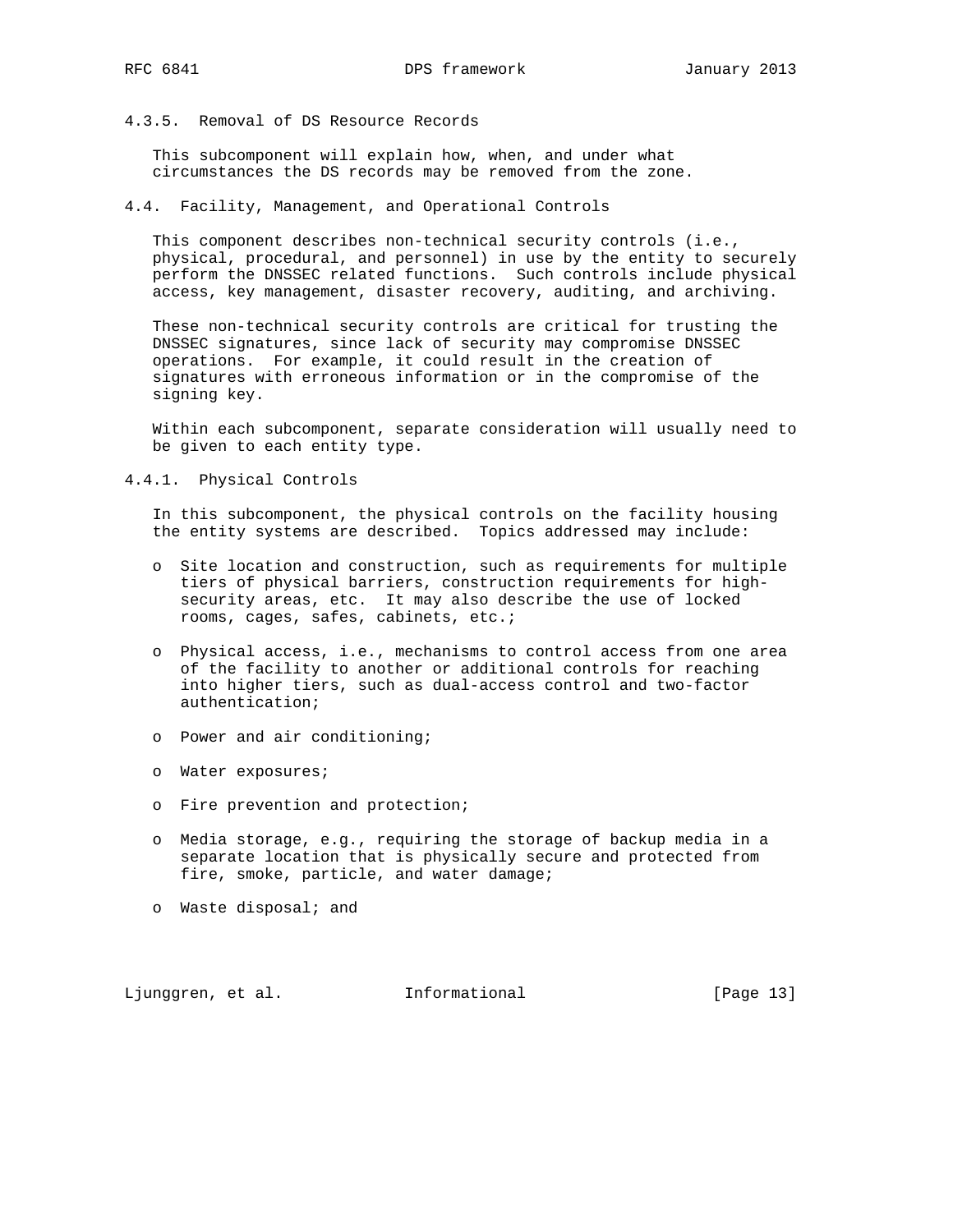#### 4.3.5. Removal of DS Resource Records

This subcomponent will explain how, when, and under what circumstances the DS records may be removed from the zone.

### 4.4. Facility, Management, and Operational Controls

This component describes non-technical security controls (i.e., physical, procedural, and personnel) in use by the entity to securely perform the DNSSEC related functions. Such controls include physical access, key management, disaster recovery, auditing, and archiving.

These non-technical security controls are critical for trusting the DNSSEC signatures, since lack of security may compromise DNSSEC operations. For example, it could result in the creation of signatures with erroneous information or in the compromise of the signing key.

Within each subcomponent, separate consideration will usually need to be given to each entity type.

#### 4.4.1. Physical Controls

In this subcomponent, the physical controls on the facility housing the entity systems are described. Topics addressed may include:

- Site location and construction, such as requirements for multiple tiers of physical barriers, construction requirements for high-security areas, etc. It may also describe the use of locked rooms, cages, safes, cabinets, etc.;
- Physical access, i.e., mechanisms to control access from one area of the facility to another or additional controls for reaching into higher tiers, such as dual-access control and two-factor authentication;
- Power and air conditioning;
- Water exposures;
- Fire prevention and protection;
- Media storage, e.g., requiring the storage of backup media in a separate location that is physically secure and protected from fire, smoke, particle, and water damage;
- Waste disposal; and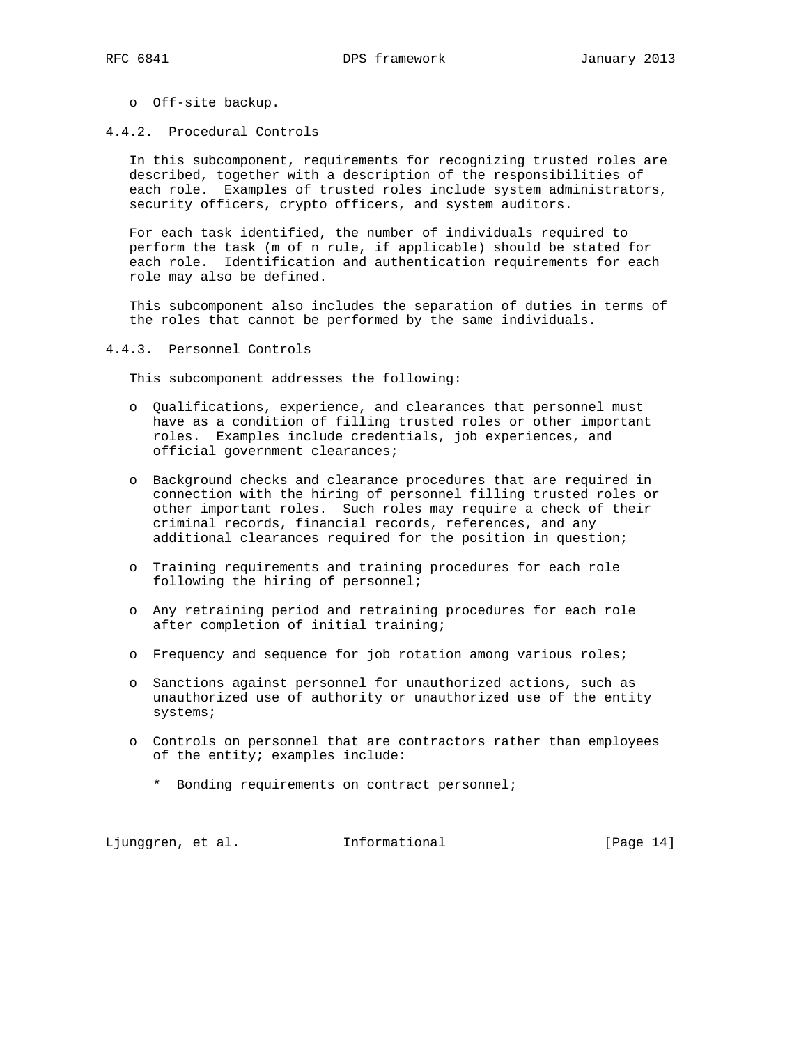- Off-site backup.

#### 4.4.2. Procedural Controls

In this subcomponent, requirements for recognizing trusted roles are described, together with a description of the responsibilities of each role. Examples of trusted roles include system administrators, security officers, crypto officers, and system auditors.

For each task identified, the number of individuals required to perform the task (m of n rule, if applicable) should be stated for each role. Identification and authentication requirements for each role may also be defined.

This subcomponent also includes the separation of duties in terms of the roles that cannot be performed by the same individuals.

#### 4.4.3. Personnel Controls

This subcomponent addresses the following:

- Qualifications, experience, and clearances that personnel must have as a condition of filling trusted roles or other important roles. Examples include credentials, job experiences, and official government clearances;

- Background checks and clearance procedures that are required in connection with the hiring of personnel filling trusted roles or other important roles. Such roles may require a check of their criminal records, financial records, references, and any additional clearances required for the position in question;

- Training requirements and training procedures for each role following the hiring of personnel;

- Any retraining period and retraining procedures for each role after completion of initial training;

- Frequency and sequence for job rotation among various roles;

- Sanctions against personnel for unauthorized actions, such as unauthorized use of authority or unauthorized use of the entity systems;

- Controls on personnel that are contractors rather than employees of the entity; examples include:

  * Bonding requirements on contract personnel;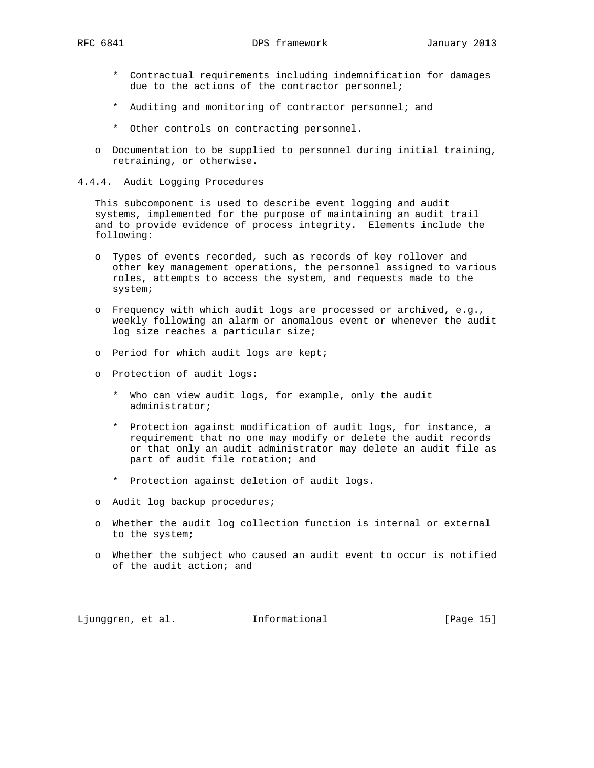* Contractual requirements including indemnification for damages due to the actions of the contractor personnel;

* Auditing and monitoring of contractor personnel; and

* Other controls on contracting personnel.

- Documentation to be supplied to personnel during initial training, retraining, or otherwise.

### 4.4.4. Audit Logging Procedures

This subcomponent is used to describe event logging and audit systems, implemented for the purpose of maintaining an audit trail and to provide evidence of process integrity. Elements include the following:

- Types of events recorded, such as records of key rollover and other key management operations, the personnel assigned to various roles, attempts to access the system, and requests made to the system;

- Frequency with which audit logs are processed or archived, e.g., weekly following an alarm or anomalous event or whenever the audit log size reaches a particular size;

- Period for which audit logs are kept;

- Protection of audit logs:

  * Who can view audit logs, for example, only the audit administrator;

  * Protection against modification of audit logs, for instance, a requirement that no one may modify or delete the audit records or that only an audit administrator may delete an audit file as part of audit file rotation; and

  * Protection against deletion of audit logs.

- Audit log backup procedures;

- Whether the audit log collection function is internal or external to the system;

- Whether the subject who caused an audit event to occur is notified of the audit action; and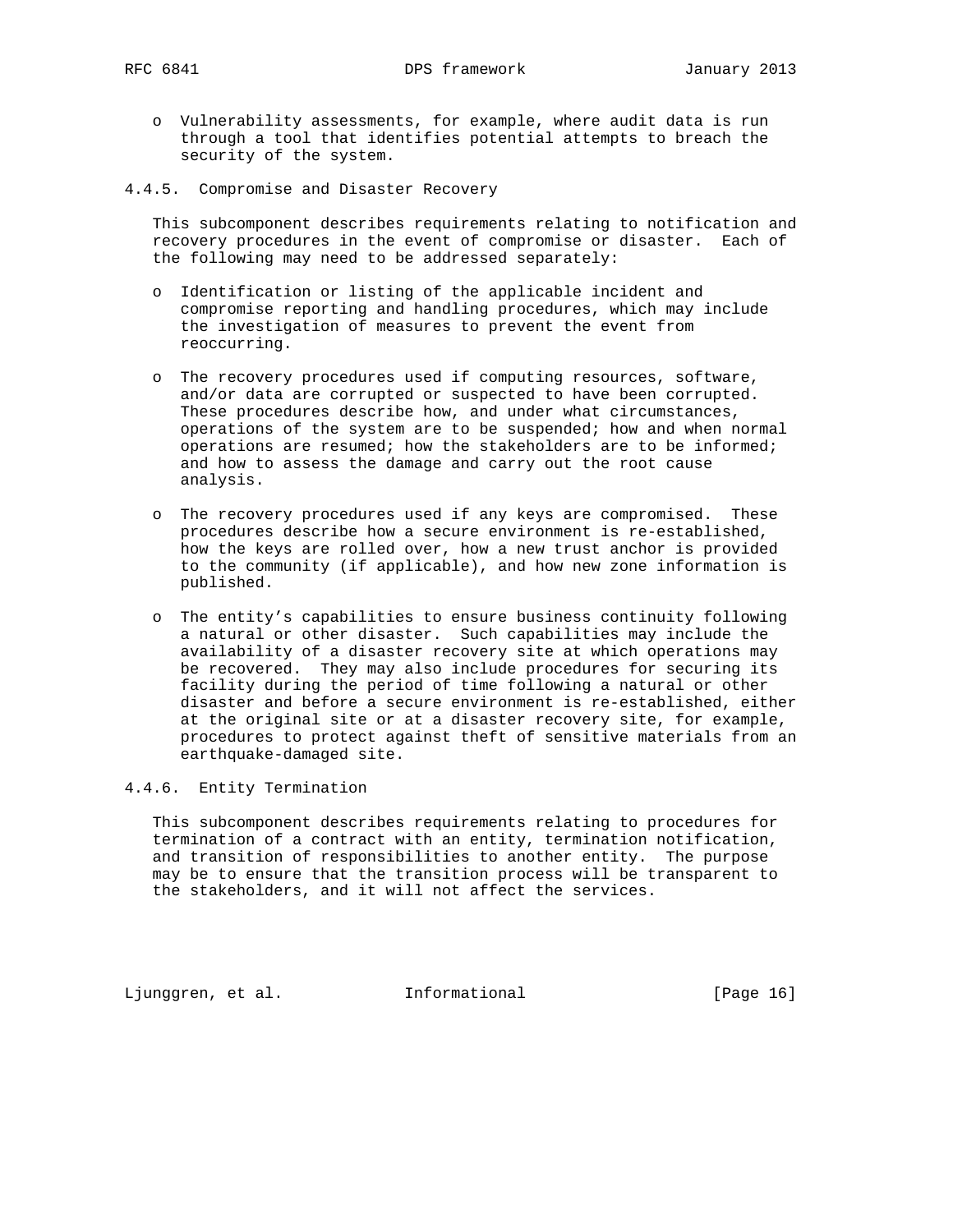- Vulnerability assessments, for example, where audit data is run through a tool that identifies potential attempts to breach the security of the system.

#### 4.4.5. Compromise and Disaster Recovery

This subcomponent describes requirements relating to notification and recovery procedures in the event of compromise or disaster. Each of the following may need to be addressed separately:

- Identification or listing of the applicable incident and compromise reporting and handling procedures, which may include the investigation of measures to prevent the event from reoccurring.

- The recovery procedures used if computing resources, software, and/or data are corrupted or suspected to have been corrupted. These procedures describe how, and under what circumstances, operations of the system are to be suspended; how and when normal operations are resumed; how the stakeholders are to be informed; and how to assess the damage and carry out the root cause analysis.

- The recovery procedures used if any keys are compromised. These procedures describe how a secure environment is re-established, how the keys are rolled over, how a new trust anchor is provided to the community (if applicable), and how new zone information is published.

- The entity's capabilities to ensure business continuity following a natural or other disaster. Such capabilities may include the availability of a disaster recovery site at which operations may be recovered. They may also include procedures for securing its facility during the period of time following a natural or other disaster and before a secure environment is re-established, either at the original site or at a disaster recovery site, for example, procedures to protect against theft of sensitive materials from an earthquake-damaged site.

#### 4.4.6. Entity Termination

This subcomponent describes requirements relating to procedures for termination of a contract with an entity, termination notification, and transition of responsibilities to another entity. The purpose may be to ensure that the transition process will be transparent to the stakeholders, and it will not affect the services.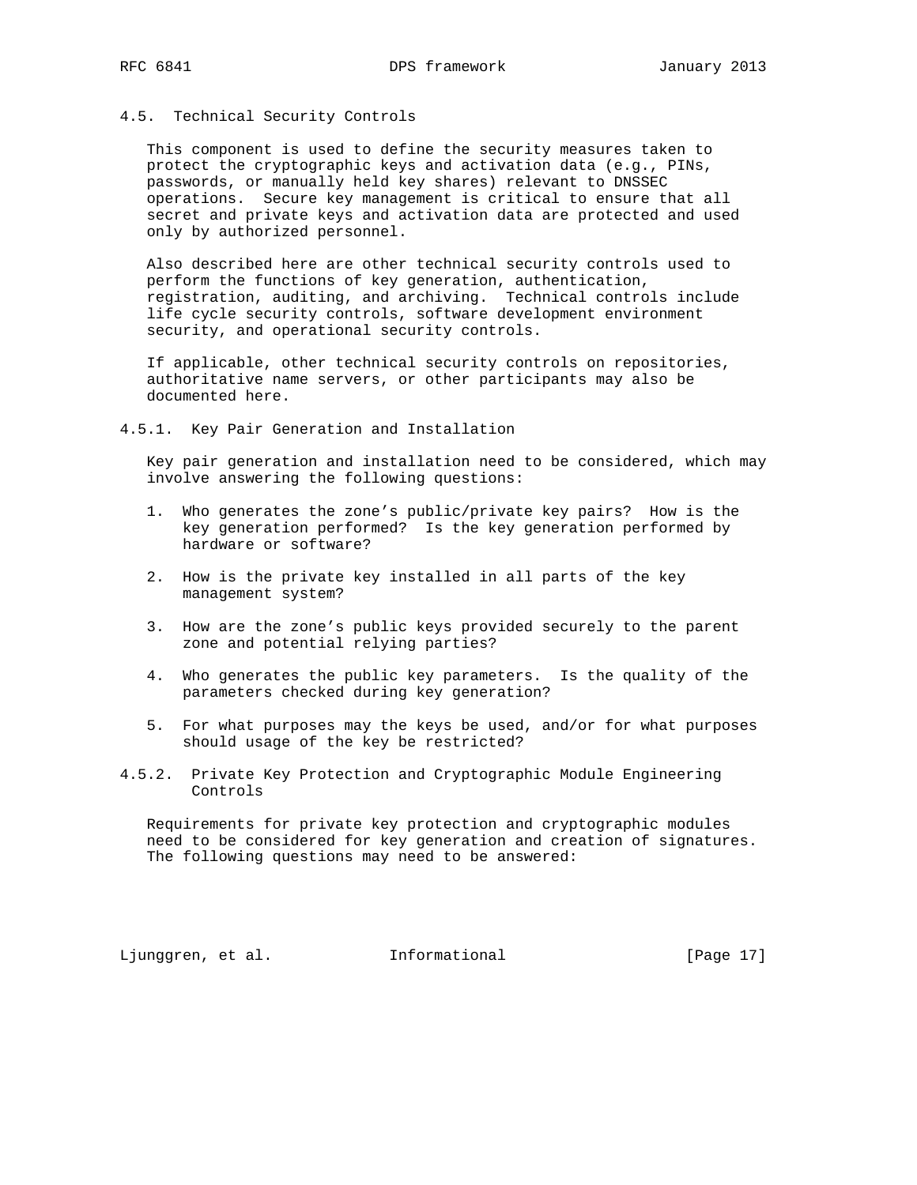### 4.5. Technical Security Controls

This component is used to define the security measures taken to protect the cryptographic keys and activation data (e.g., PINs, passwords, or manually held key shares) relevant to DNSSEC operations. Secure key management is critical to ensure that all secret and private keys and activation data are protected and used only by authorized personnel.

Also described here are other technical security controls used to perform the functions of key generation, authentication, registration, auditing, and archiving. Technical controls include life cycle security controls, software development environment security, and operational security controls.

If applicable, other technical security controls on repositories, authoritative name servers, or other participants may also be documented here.

#### 4.5.1. Key Pair Generation and Installation

Key pair generation and installation need to be considered, which may involve answering the following questions:

1. Who generates the zone's public/private key pairs? How is the key generation performed? Is the key generation performed by hardware or software?

2. How is the private key installed in all parts of the key management system?

3. How are the zone's public keys provided securely to the parent zone and potential relying parties?

4. Who generates the public key parameters. Is the quality of the parameters checked during key generation?

5. For what purposes may the keys be used, and/or for what purposes should usage of the key be restricted?

#### 4.5.2. Private Key Protection and Cryptographic Module Engineering Controls

Requirements for private key protection and cryptographic modules need to be considered for key generation and creation of signatures. The following questions may need to be answered: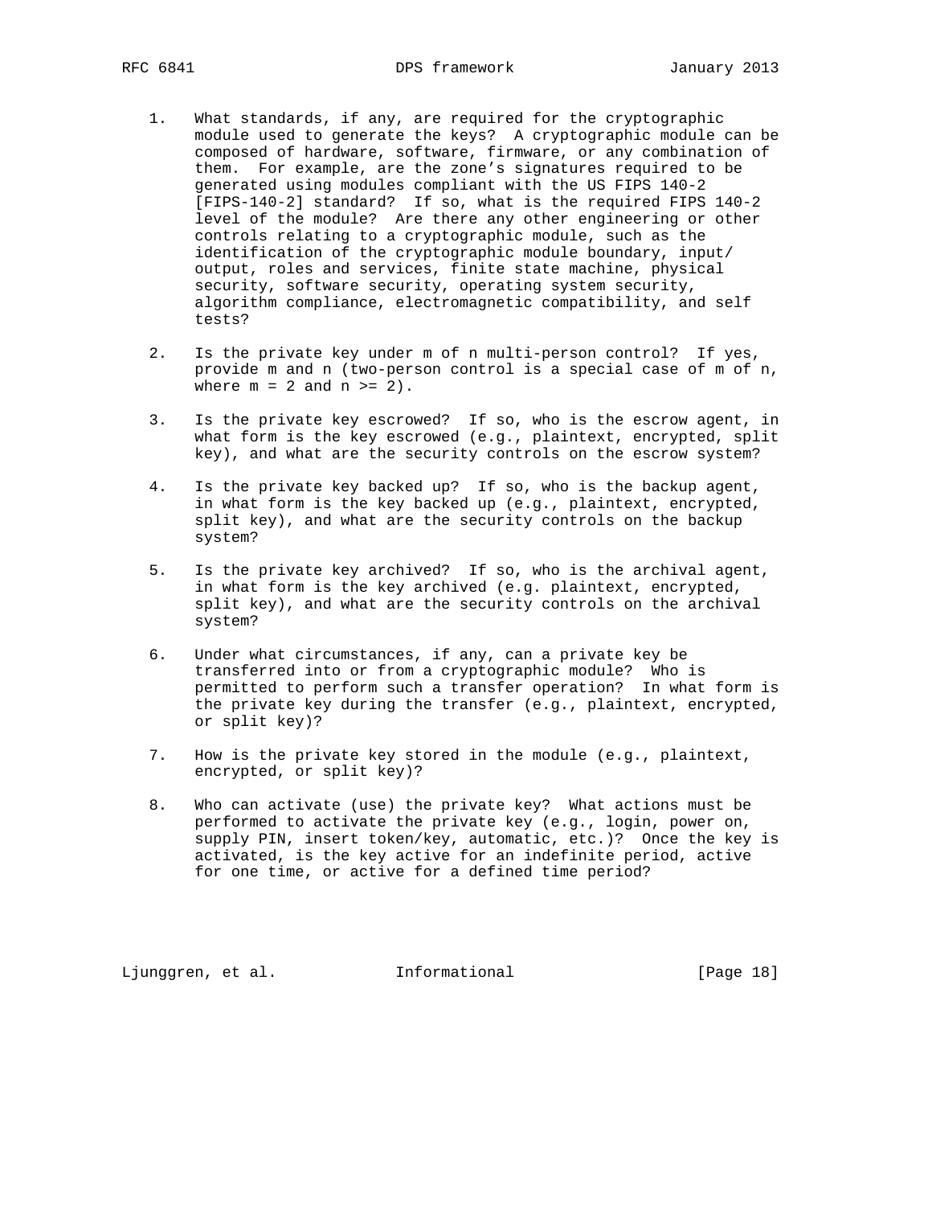1. What standards, if any, are required for the cryptographic module used to generate the keys? A cryptographic module can be composed of hardware, software, firmware, or any combination of them. For example, are the zone's signatures required to be generated using modules compliant with the US FIPS 140-2 [FIPS-140-2] standard? If so, what is the required FIPS 140-2 level of the module? Are there any other engineering or other controls relating to a cryptographic module, such as the identification of the cryptographic module boundary, input/output, roles and services, finite state machine, physical security, software security, operating system security, algorithm compliance, electromagnetic compatibility, and self tests?

2. Is the private key under m of n multi-person control? If yes, provide m and n (two-person control is a special case of m of n, where m = 2 and n >= 2).

3. Is the private key escrowed? If so, who is the escrow agent, in what form is the key escrowed (e.g., plaintext, encrypted, split key), and what are the security controls on the escrow system?

4. Is the private key backed up? If so, who is the backup agent, in what form is the key backed up (e.g., plaintext, encrypted, split key), and what are the security controls on the backup system?

5. Is the private key archived? If so, who is the archival agent, in what form is the key archived (e.g. plaintext, encrypted, split key), and what are the security controls on the archival system?

6. Under what circumstances, if any, can a private key be transferred into or from a cryptographic module? Who is permitted to perform such a transfer operation? In what form is the private key during the transfer (e.g., plaintext, encrypted, or split key)?

7. How is the private key stored in the module (e.g., plaintext, encrypted, or split key)?

8. Who can activate (use) the private key? What actions must be performed to activate the private key (e.g., login, power on, supply PIN, insert token/key, automatic, etc.)? Once the key is activated, is the key active for an indefinite period, active for one time, or active for a defined time period?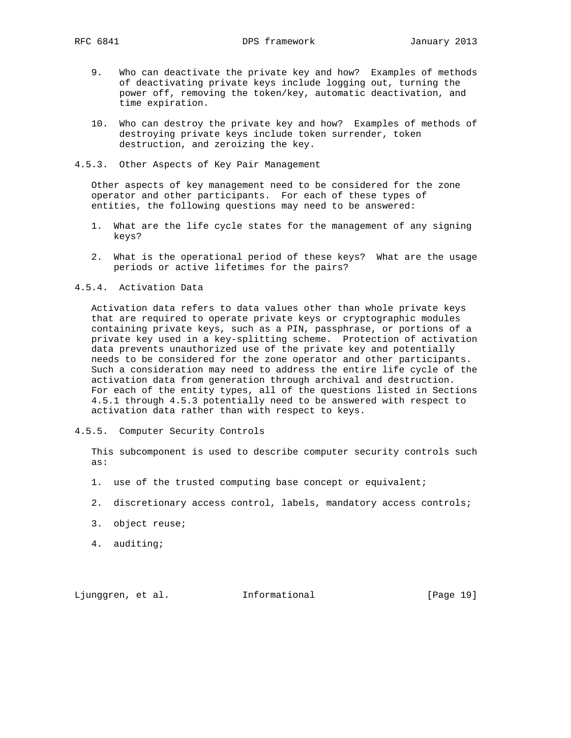9. Who can deactivate the private key and how? Examples of methods of deactivating private keys include logging out, turning the power off, removing the token/key, automatic deactivation, and time expiration.

10. Who can destroy the private key and how? Examples of methods of destroying private keys include token surrender, token destruction, and zeroizing the key.

### 4.5.3. Other Aspects of Key Pair Management

Other aspects of key management need to be considered for the zone operator and other participants. For each of these types of entities, the following questions may need to be answered:

1. What are the life cycle states for the management of any signing keys?

2. What is the operational period of these keys? What are the usage periods or active lifetimes for the pairs?

### 4.5.4. Activation Data

Activation data refers to data values other than whole private keys that are required to operate private keys or cryptographic modules containing private keys, such as a PIN, passphrase, or portions of a private key used in a key-splitting scheme. Protection of activation data prevents unauthorized use of the private key and potentially needs to be considered for the zone operator and other participants. Such a consideration may need to address the entire life cycle of the activation data from generation through archival and destruction. For each of the entity types, all of the questions listed in Sections 4.5.1 through 4.5.3 potentially need to be answered with respect to activation data rather than with respect to keys.

### 4.5.5. Computer Security Controls

This subcomponent is used to describe computer security controls such as:

1. use of the trusted computing base concept or equivalent;

2. discretionary access control, labels, mandatory access controls;

3. object reuse;

4. auditing;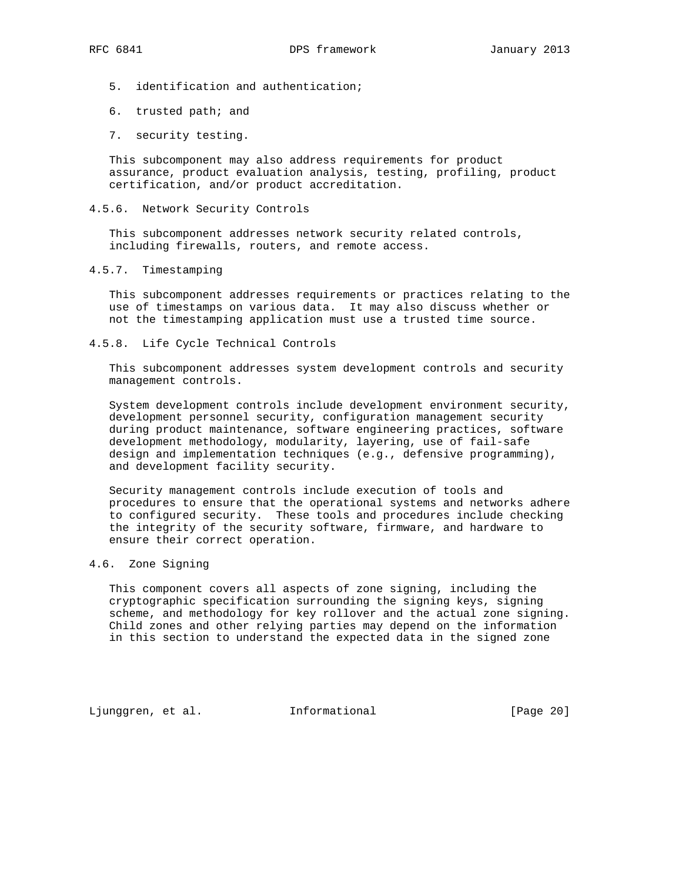5. identification and authentication;

6. trusted path; and

7. security testing.

This subcomponent may also address requirements for product assurance, product evaluation analysis, testing, profiling, product certification, and/or product accreditation.

### 4.5.6. Network Security Controls

This subcomponent addresses network security related controls, including firewalls, routers, and remote access.

### 4.5.7. Timestamping

This subcomponent addresses requirements or practices relating to the use of timestamps on various data. It may also discuss whether or not the timestamping application must use a trusted time source.

### 4.5.8. Life Cycle Technical Controls

This subcomponent addresses system development controls and security management controls.

System development controls include development environment security, development personnel security, configuration management security during product maintenance, software engineering practices, software development methodology, modularity, layering, use of fail-safe design and implementation techniques (e.g., defensive programming), and development facility security.

Security management controls include execution of tools and procedures to ensure that the operational systems and networks adhere to configured security. These tools and procedures include checking the integrity of the security software, firmware, and hardware to ensure their correct operation.

## 4.6. Zone Signing

This component covers all aspects of zone signing, including the cryptographic specification surrounding the signing keys, signing scheme, and methodology for key rollover and the actual zone signing. Child zones and other relying parties may depend on the information in this section to understand the expected data in the signed zone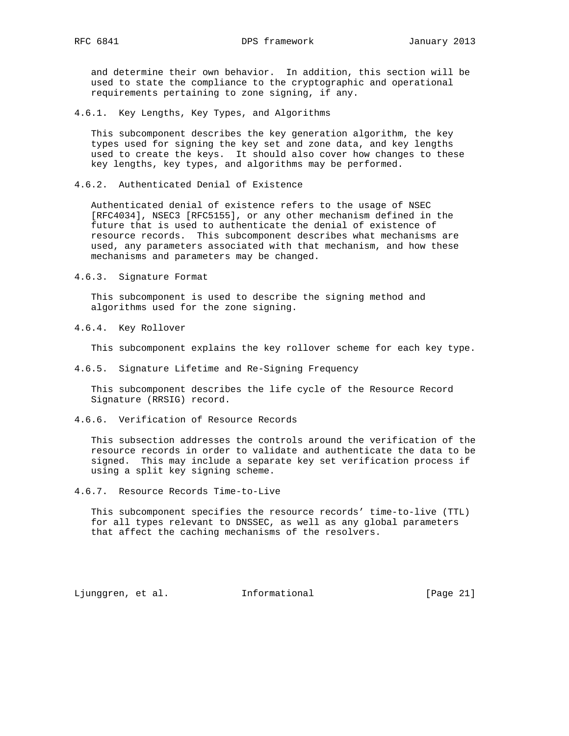and determine their own behavior. In addition, this section will be used to state the compliance to the cryptographic and operational requirements pertaining to zone signing, if any.

### 4.6.1. Key Lengths, Key Types, and Algorithms

This subcomponent describes the key generation algorithm, the key types used for signing the key set and zone data, and key lengths used to create the keys. It should also cover how changes to these key lengths, key types, and algorithms may be performed.

### 4.6.2. Authenticated Denial of Existence

Authenticated denial of existence refers to the usage of NSEC [RFC4034], NSEC3 [RFC5155], or any other mechanism defined in the future that is used to authenticate the denial of existence of resource records. This subcomponent describes what mechanisms are used, any parameters associated with that mechanism, and how these mechanisms and parameters may be changed.

### 4.6.3. Signature Format

This subcomponent is used to describe the signing method and algorithms used for the zone signing.

### 4.6.4. Key Rollover

This subcomponent explains the key rollover scheme for each key type.

### 4.6.5. Signature Lifetime and Re-Signing Frequency

This subcomponent describes the life cycle of the Resource Record Signature (RRSIG) record.

### 4.6.6. Verification of Resource Records

This subsection addresses the controls around the verification of the resource records in order to validate and authenticate the data to be signed. This may include a separate key set verification process if using a split key signing scheme.

### 4.6.7. Resource Records Time-to-Live

This subcomponent specifies the resource records' time-to-live (TTL) for all types relevant to DNSSEC, as well as any global parameters that affect the caching mechanisms of the resolvers.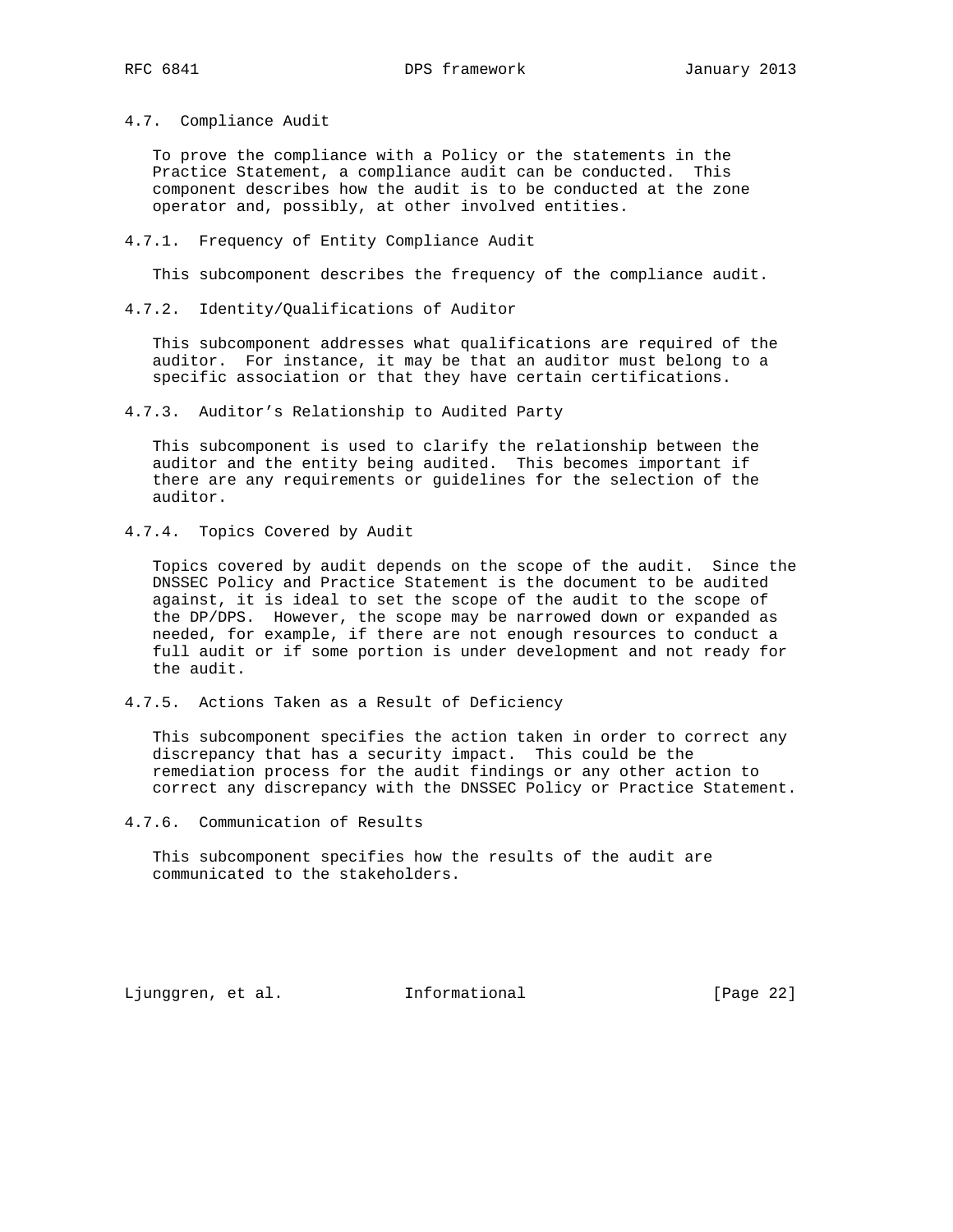### 4.7. Compliance Audit

To prove the compliance with a Policy or the statements in the Practice Statement, a compliance audit can be conducted. This component describes how the audit is to be conducted at the zone operator and, possibly, at other involved entities.

#### 4.7.1. Frequency of Entity Compliance Audit

This subcomponent describes the frequency of the compliance audit.

#### 4.7.2. Identity/Qualifications of Auditor

This subcomponent addresses what qualifications are required of the auditor. For instance, it may be that an auditor must belong to a specific association or that they have certain certifications.

#### 4.7.3. Auditor’s Relationship to Audited Party

This subcomponent is used to clarify the relationship between the auditor and the entity being audited. This becomes important if there are any requirements or guidelines for the selection of the auditor.

#### 4.7.4. Topics Covered by Audit

Topics covered by audit depends on the scope of the audit. Since the DNSSEC Policy and Practice Statement is the document to be audited against, it is ideal to set the scope of the audit to the scope of the DP/DPS. However, the scope may be narrowed down or expanded as needed, for example, if there are not enough resources to conduct a full audit or if some portion is under development and not ready for the audit.

#### 4.7.5. Actions Taken as a Result of Deficiency

This subcomponent specifies the action taken in order to correct any discrepancy that has a security impact. This could be the remediation process for the audit findings or any other action to correct any discrepancy with the DNSSEC Policy or Practice Statement.

#### 4.7.6. Communication of Results

This subcomponent specifies how the results of the audit are communicated to the stakeholders.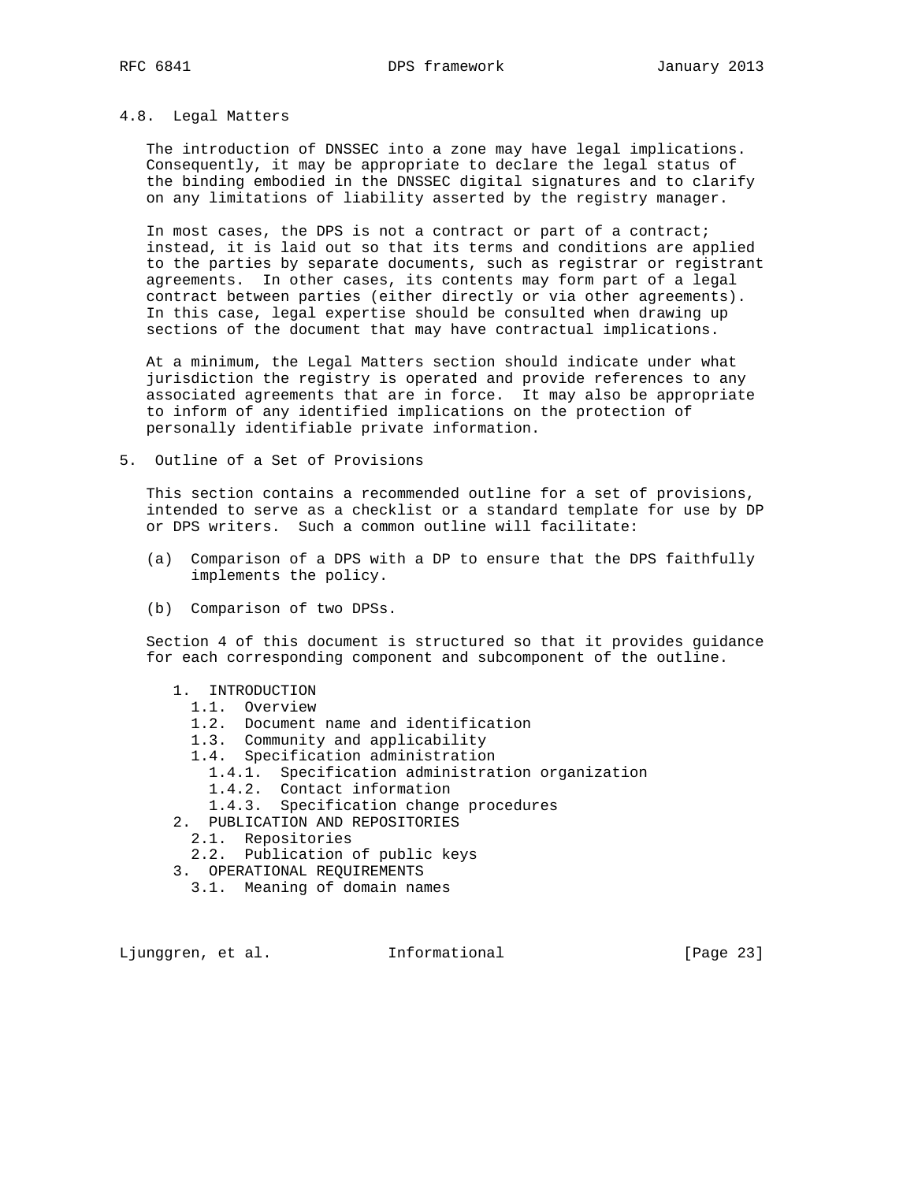### 4.8. Legal Matters

The introduction of DNSSEC into a zone may have legal implications. Consequently, it may be appropriate to declare the legal status of the binding embodied in the DNSSEC digital signatures and to clarify on any limitations of liability asserted by the registry manager.

In most cases, the DPS is not a contract or part of a contract; instead, it is laid out so that its terms and conditions are applied to the parties by separate documents, such as registrar or registrant agreements. In other cases, its contents may form part of a legal contract between parties (either directly or via other agreements). In this case, legal expertise should be consulted when drawing up sections of the document that may have contractual implications.

At a minimum, the Legal Matters section should indicate under what jurisdiction the registry is operated and provide references to any associated agreements that are in force. It may also be appropriate to inform of any identified implications on the protection of personally identifiable private information.

## 5. Outline of a Set of Provisions

This section contains a recommended outline for a set of provisions, intended to serve as a checklist or a standard template for use by DP or DPS writers. Such a common outline will facilitate:

(a) Comparison of a DPS with a DP to ensure that the DPS faithfully implements the policy.

(b) Comparison of two DPSs.

Section 4 of this document is structured so that it provides guidance for each corresponding component and subcomponent of the outline.

```
1.  INTRODUCTION
  1.1.  Overview
  1.2.  Document name and identification
  1.3.  Community and applicability
  1.4.  Specification administration
    1.4.1.  Specification administration organization
    1.4.2.  Contact information
    1.4.3.  Specification change procedures
2.  PUBLICATION AND REPOSITORIES
  2.1.  Repositories
  2.2.  Publication of public keys
3.  OPERATIONAL REQUIREMENTS
  3.1.  Meaning of domain names
```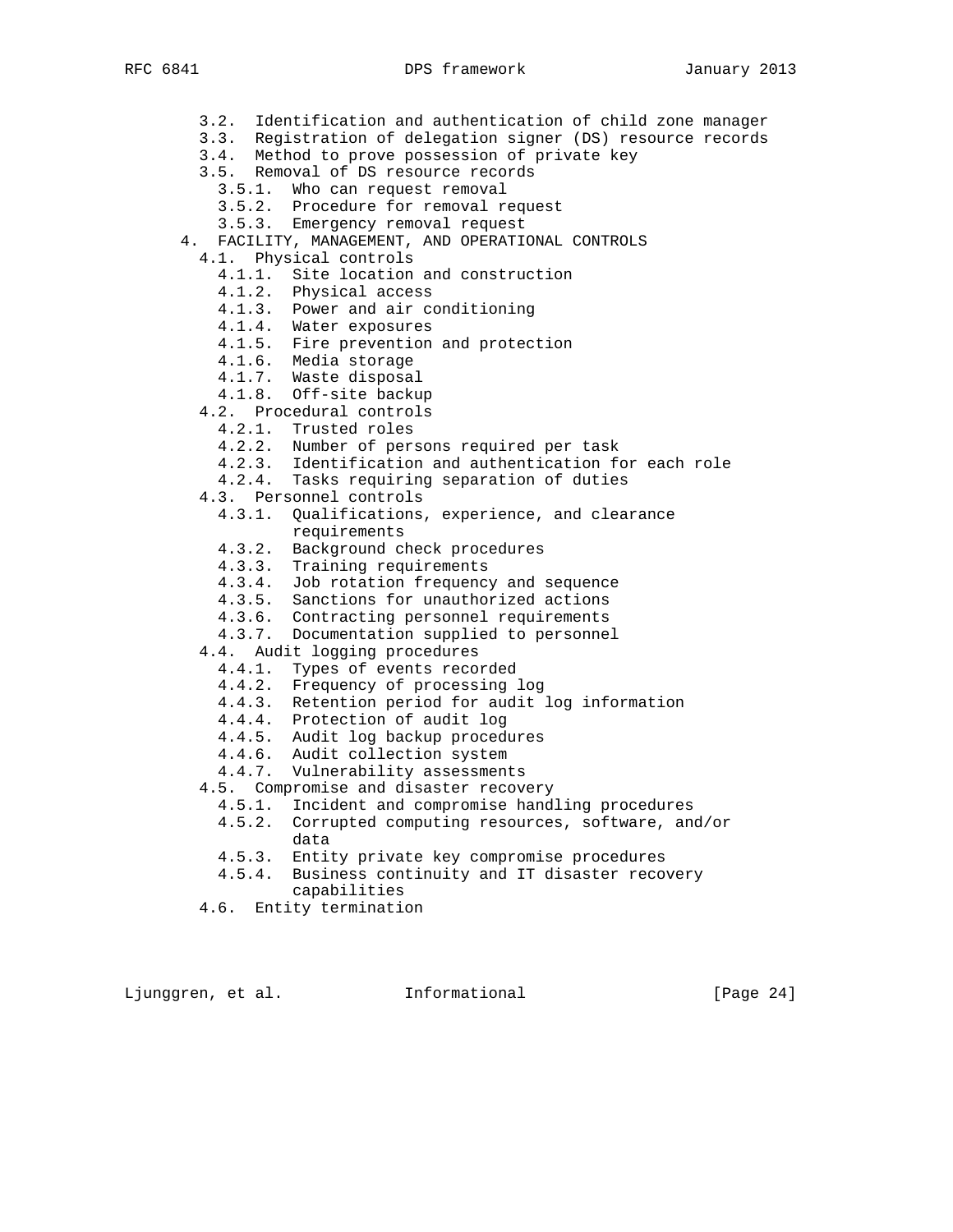- 3.2. Identification and authentication of child zone manager
- 3.3. Registration of delegation signer (DS) resource records
- 3.4. Method to prove possession of private key
- 3.5. Removal of DS resource records
  - 3.5.1. Who can request removal
  - 3.5.2. Procedure for removal request
  - 3.5.3. Emergency removal request

4. FACILITY, MANAGEMENT, AND OPERATIONAL CONTROLS
   - 4.1. Physical controls
     - 4.1.1. Site location and construction
     - 4.1.2. Physical access
     - 4.1.3. Power and air conditioning
     - 4.1.4. Water exposures
     - 4.1.5. Fire prevention and protection
     - 4.1.6. Media storage
     - 4.1.7. Waste disposal
     - 4.1.8. Off-site backup
   - 4.2. Procedural controls
     - 4.2.1. Trusted roles
     - 4.2.2. Number of persons required per task
     - 4.2.3. Identification and authentication for each role
     - 4.2.4. Tasks requiring separation of duties
   - 4.3. Personnel controls
     - 4.3.1. Qualifications, experience, and clearance requirements
     - 4.3.2. Background check procedures
     - 4.3.3. Training requirements
     - 4.3.4. Job rotation frequency and sequence
     - 4.3.5. Sanctions for unauthorized actions
     - 4.3.6. Contracting personnel requirements
     - 4.3.7. Documentation supplied to personnel
   - 4.4. Audit logging procedures
     - 4.4.1. Types of events recorded
     - 4.4.2. Frequency of processing log
     - 4.4.3. Retention period for audit log information
     - 4.4.4. Protection of audit log
     - 4.4.5. Audit log backup procedures
     - 4.4.6. Audit collection system
     - 4.4.7. Vulnerability assessments
   - 4.5. Compromise and disaster recovery
     - 4.5.1. Incident and compromise handling procedures
     - 4.5.2. Corrupted computing resources, software, and/or data
     - 4.5.3. Entity private key compromise procedures
     - 4.5.4. Business continuity and IT disaster recovery capabilities
   - 4.6. Entity termination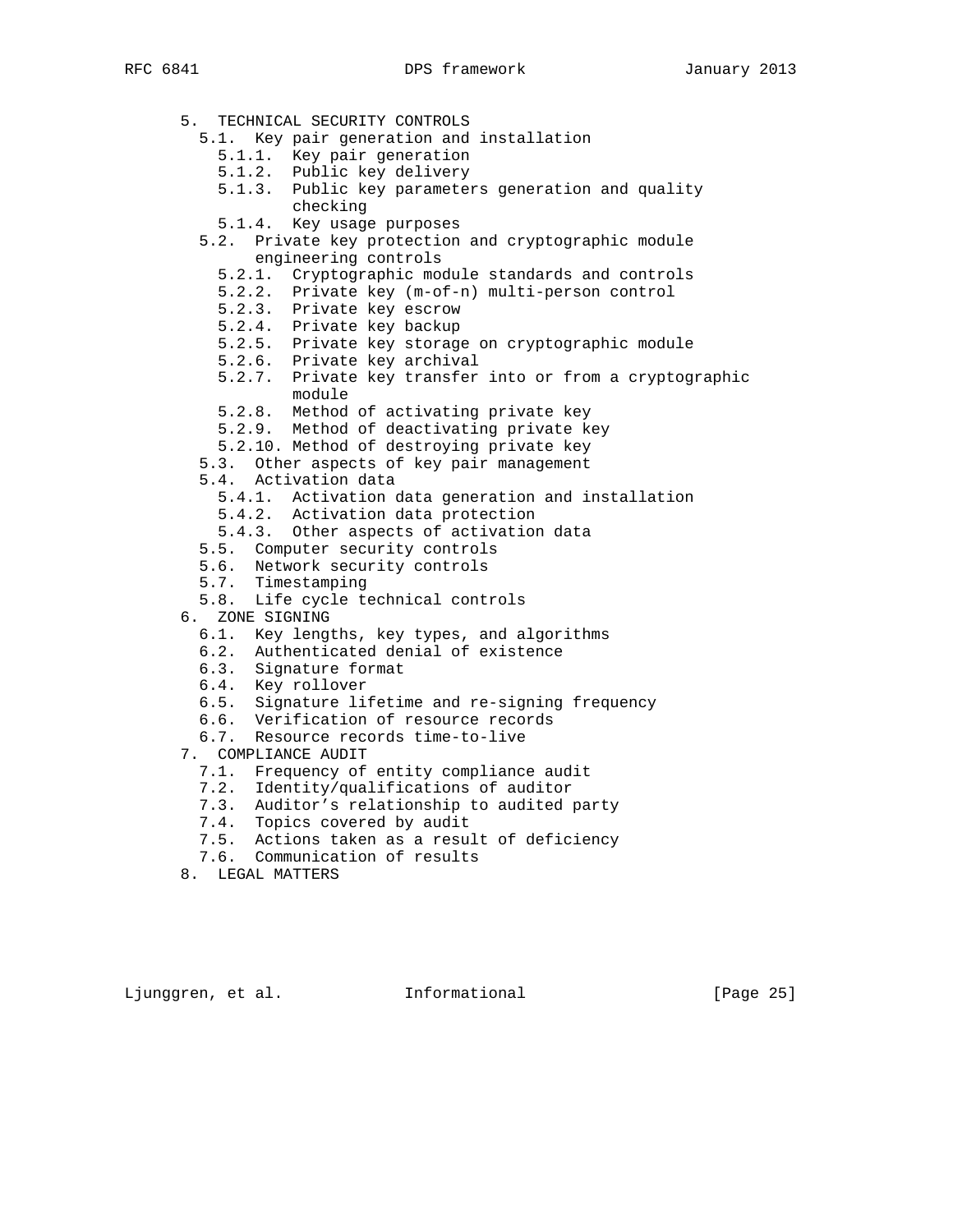5. TECHNICAL SECURITY CONTROLS
   - 5.1. Key pair generation and installation
     - 5.1.1. Key pair generation
     - 5.1.2. Public key delivery
     - 5.1.3. Public key parameters generation and quality checking
     - 5.1.4. Key usage purposes
   - 5.2. Private key protection and cryptographic module engineering controls
     - 5.2.1. Cryptographic module standards and controls
     - 5.2.2. Private key (m-of-n) multi-person control
     - 5.2.3. Private key escrow
     - 5.2.4. Private key backup
     - 5.2.5. Private key storage on cryptographic module
     - 5.2.6. Private key archival
     - 5.2.7. Private key transfer into or from a cryptographic module
     - 5.2.8. Method of activating private key
     - 5.2.9. Method of deactivating private key
     - 5.2.10. Method of destroying private key
   - 5.3. Other aspects of key pair management
   - 5.4. Activation data
     - 5.4.1. Activation data generation and installation
     - 5.4.2. Activation data protection
     - 5.4.3. Other aspects of activation data
   - 5.5. Computer security controls
   - 5.6. Network security controls
   - 5.7. Timestamping
   - 5.8. Life cycle technical controls

6. ZONE SIGNING
   - 6.1. Key lengths, key types, and algorithms
   - 6.2. Authenticated denial of existence
   - 6.3. Signature format
   - 6.4. Key rollover
   - 6.5. Signature lifetime and re-signing frequency
   - 6.6. Verification of resource records
   - 6.7. Resource records time-to-live

7. COMPLIANCE AUDIT
   - 7.1. Frequency of entity compliance audit
   - 7.2. Identity/qualifications of auditor
   - 7.3. Auditor’s relationship to audited party
   - 7.4. Topics covered by audit
   - 7.5. Actions taken as a result of deficiency
   - 7.6. Communication of results

8. LEGAL MATTERS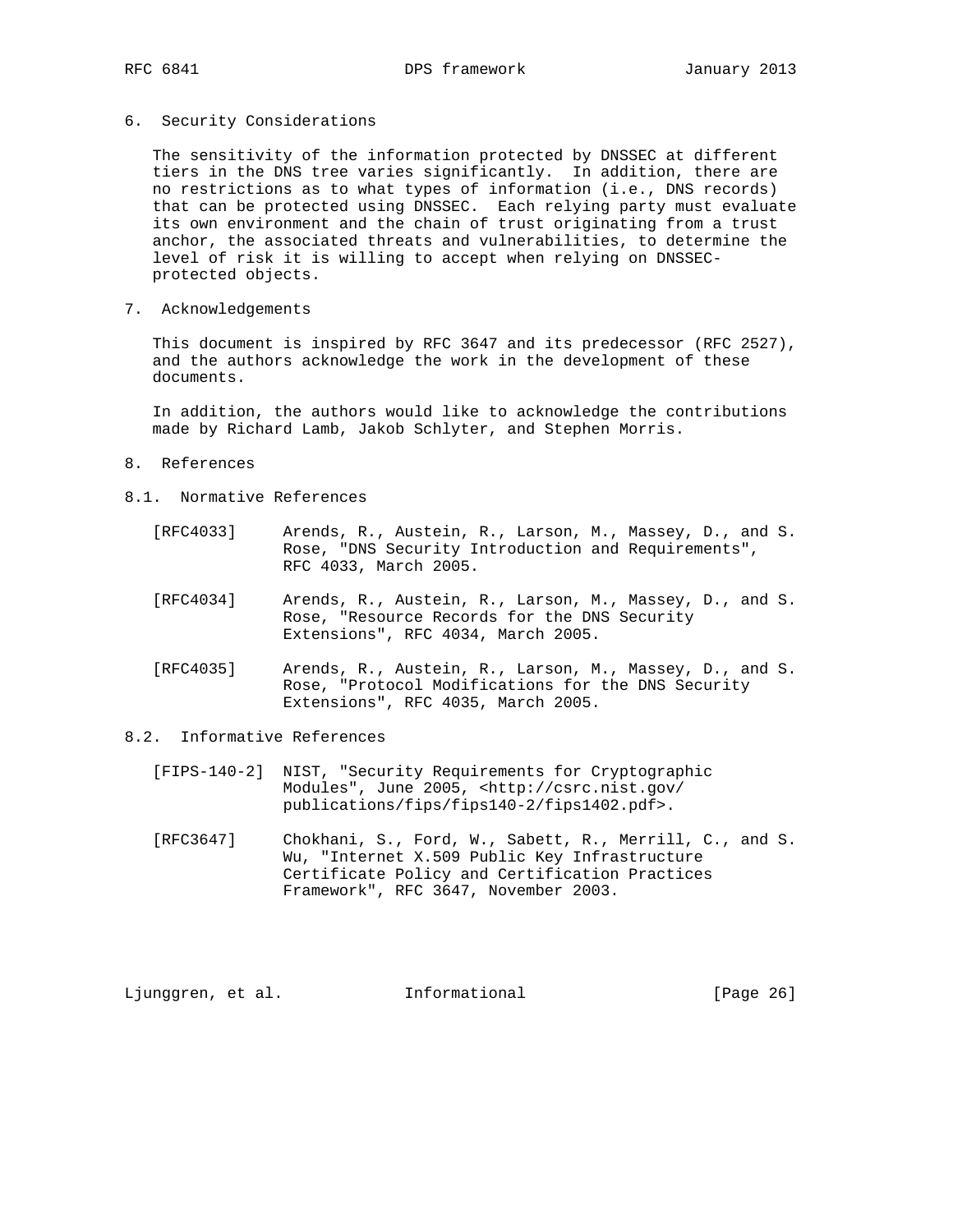## 6. Security Considerations

The sensitivity of the information protected by DNSSEC at different tiers in the DNS tree varies significantly. In addition, there are no restrictions as to what types of information (i.e., DNS records) that can be protected using DNSSEC. Each relying party must evaluate its own environment and the chain of trust originating from a trust anchor, the associated threats and vulnerabilities, to determine the level of risk it is willing to accept when relying on DNSSEC-protected objects.

## 7. Acknowledgements

This document is inspired by RFC 3647 and its predecessor (RFC 2527), and the authors acknowledge the work in the development of these documents.

In addition, the authors would like to acknowledge the contributions made by Richard Lamb, Jakob Schlyter, and Stephen Morris.

## 8. References

### 8.1. Normative References

[RFC4033] Arends, R., Austein, R., Larson, M., Massey, D., and S. Rose, "DNS Security Introduction and Requirements", RFC 4033, March 2005.

[RFC4034] Arends, R., Austein, R., Larson, M., Massey, D., and S. Rose, "Resource Records for the DNS Security Extensions", RFC 4034, March 2005.

[RFC4035] Arends, R., Austein, R., Larson, M., Massey, D., and S. Rose, "Protocol Modifications for the DNS Security Extensions", RFC 4035, March 2005.

### 8.2. Informative References

[FIPS-140-2] NIST, "Security Requirements for Cryptographic Modules", June 2005, <http://csrc.nist.gov/publications/fips/fips140-2/fips1402.pdf>.

[RFC3647] Chokhani, S., Ford, W., Sabett, R., Merrill, C., and S. Wu, "Internet X.509 Public Key Infrastructure Certificate Policy and Certification Practices Framework", RFC 3647, November 2003.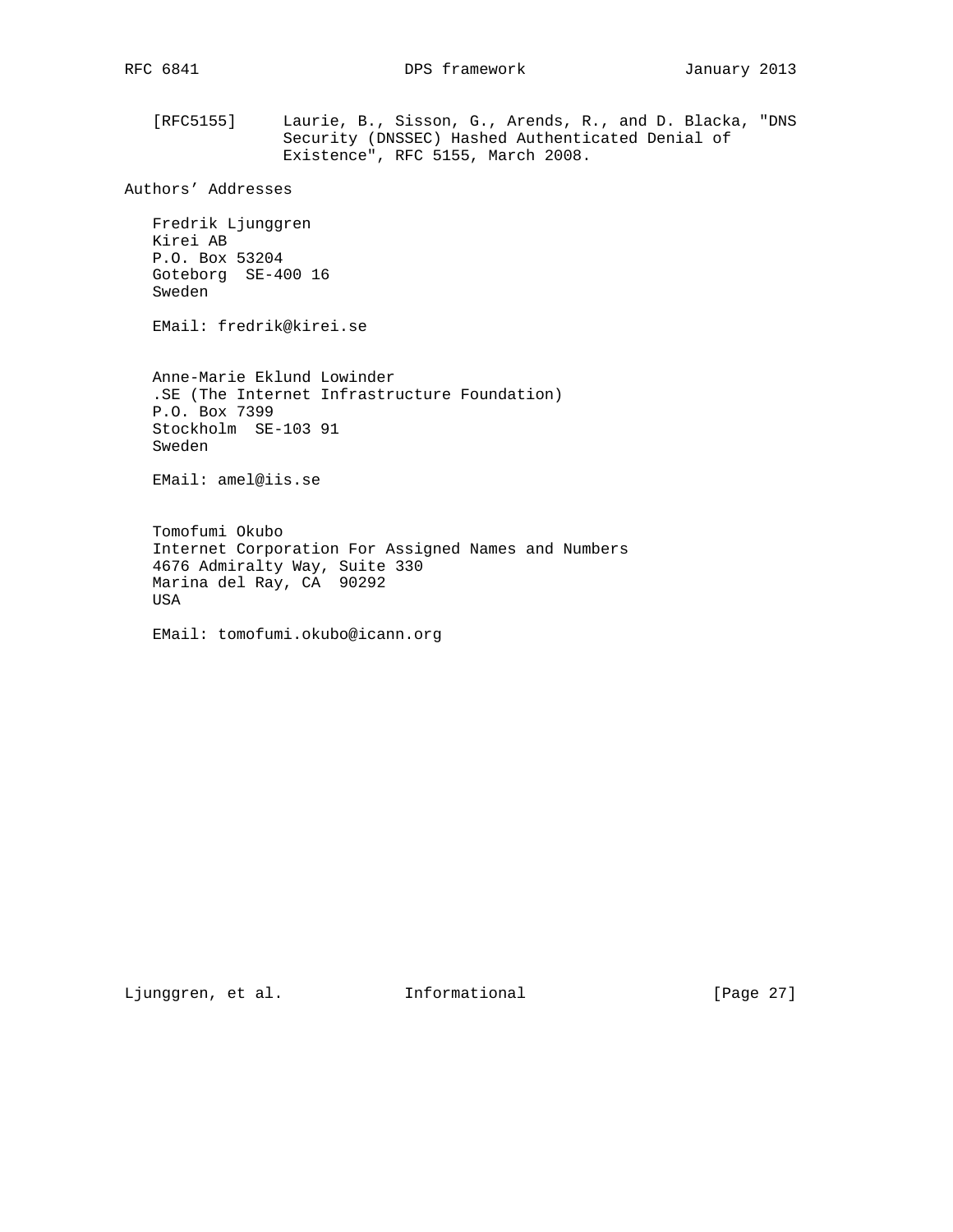[RFC5155] Laurie, B., Sisson, G., Arends, R., and D. Blacka, "DNS Security (DNSSEC) Hashed Authenticated Denial of Existence", RFC 5155, March 2008.

## Authors' Addresses

Fredrik Ljunggren
Kirei AB
P.O. Box 53204
Goteborg SE-400 16
Sweden

EMail: fredrik@kirei.se

Anne-Marie Eklund Lowinder
.SE (The Internet Infrastructure Foundation)
P.O. Box 7399
Stockholm SE-103 91
Sweden

EMail: amel@iis.se

Tomofumi Okubo
Internet Corporation For Assigned Names and Numbers
4676 Admiralty Way, Suite 330
Marina del Ray, CA 90292
USA

EMail: tomofumi.okubo@icann.org